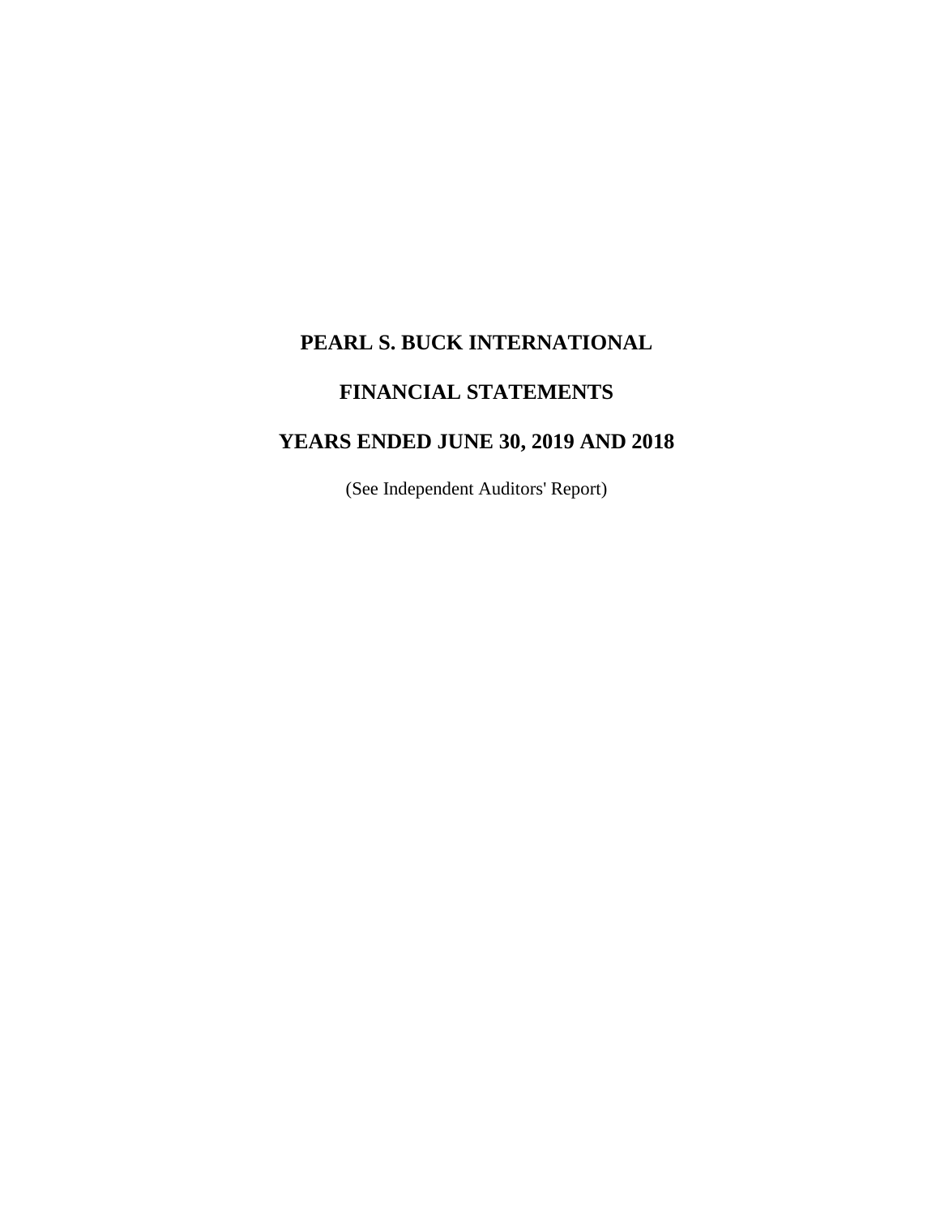# PEARL S. BUCK INTERNATIONAL

## FINANCIAL STATEMENTS

## YEARS ENDED JUNE 30, 2019 AND 2018

(See Independent Auditors' Report)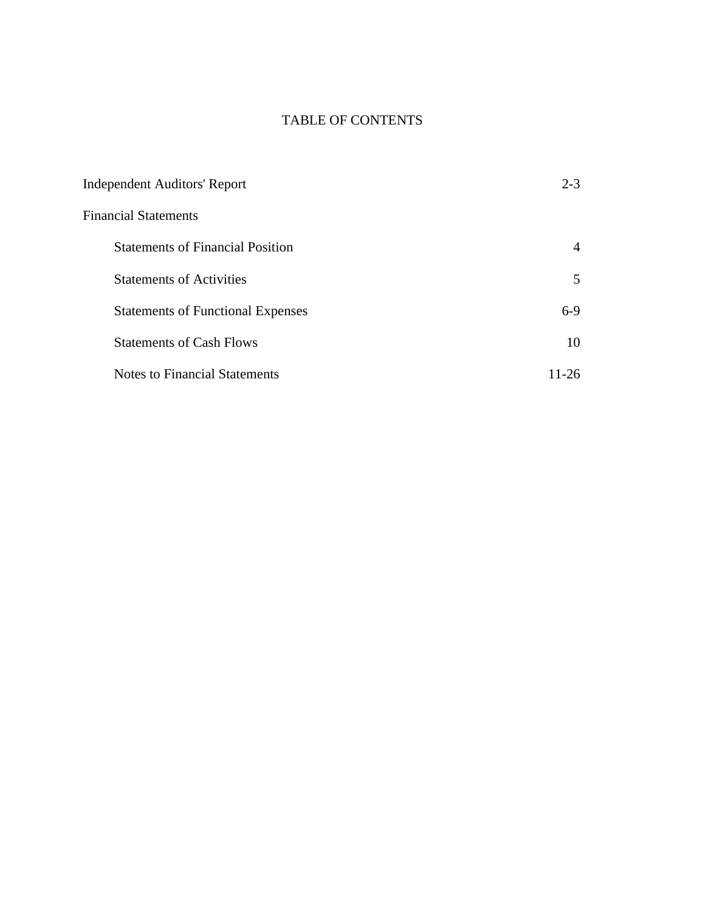# TABLE OF CONTENTS

| | |
|---|---|
| Independent Auditors' Report | 2-3 |
| Financial Statements | |
| Statements of Financial Position | 4 |
| Statements of Activities | 5 |
| Statements of Functional Expenses | 6-9 |
| Statements of Cash Flows | 10 |
| Notes to Financial Statements | 11-26 |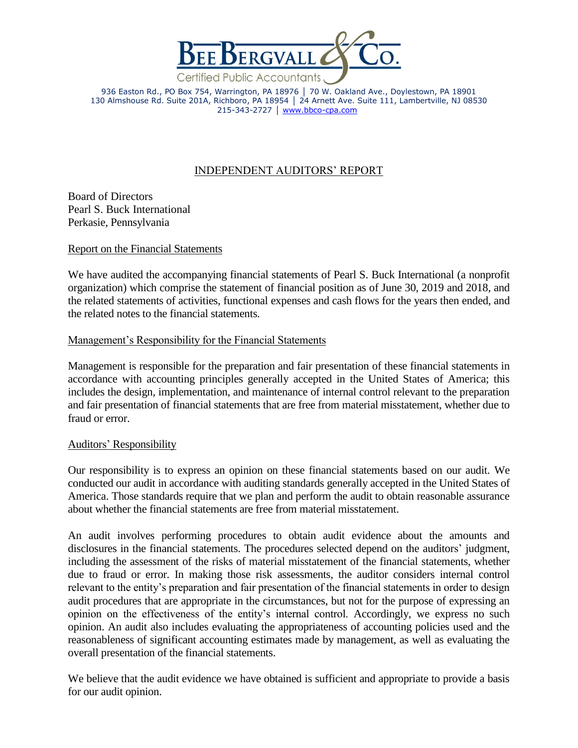BEE BERGVALL & CO.
Certified Public Accountants

936 Easton Rd., PO Box 754, Warrington, PA 18976 | 70 W. Oakland Ave., Doylestown, PA 18901
130 Almshouse Rd. Suite 201A, Richboro, PA 18954 | 24 Arnett Ave. Suite 111, Lambertville, NJ 08530
215-343-2727 | www.bbco-cpa.com

# INDEPENDENT AUDITORS' REPORT

Board of Directors
Pearl S. Buck International
Perkasie, Pennsylvania

## Report on the Financial Statements

We have audited the accompanying financial statements of Pearl S. Buck International (a nonprofit organization) which comprise the statement of financial position as of June 30, 2019 and 2018, and the related statements of activities, functional expenses and cash flows for the years then ended, and the related notes to the financial statements.

## Management's Responsibility for the Financial Statements

Management is responsible for the preparation and fair presentation of these financial statements in accordance with accounting principles generally accepted in the United States of America; this includes the design, implementation, and maintenance of internal control relevant to the preparation and fair presentation of financial statements that are free from material misstatement, whether due to fraud or error.

## Auditors' Responsibility

Our responsibility is to express an opinion on these financial statements based on our audit. We conducted our audit in accordance with auditing standards generally accepted in the United States of America. Those standards require that we plan and perform the audit to obtain reasonable assurance about whether the financial statements are free from material misstatement.

An audit involves performing procedures to obtain audit evidence about the amounts and disclosures in the financial statements. The procedures selected depend on the auditors' judgment, including the assessment of the risks of material misstatement of the financial statements, whether due to fraud or error. In making those risk assessments, the auditor considers internal control relevant to the entity's preparation and fair presentation of the financial statements in order to design audit procedures that are appropriate in the circumstances, but not for the purpose of expressing an opinion on the effectiveness of the entity's internal control. Accordingly, we express no such opinion. An audit also includes evaluating the appropriateness of accounting policies used and the reasonableness of significant accounting estimates made by management, as well as evaluating the overall presentation of the financial statements.

We believe that the audit evidence we have obtained is sufficient and appropriate to provide a basis for our audit opinion.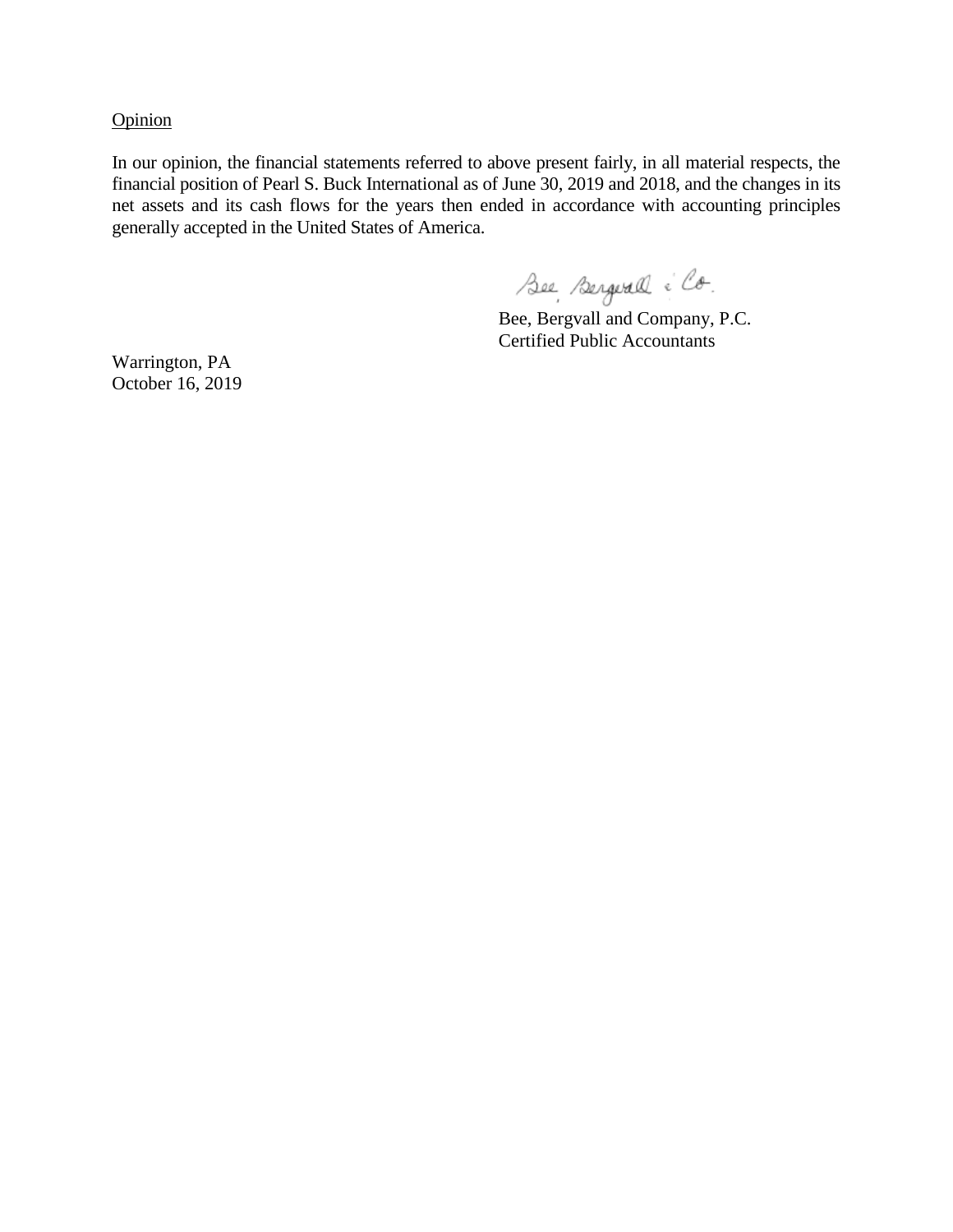<u>Opinion</u>

In our opinion, the financial statements referred to above present fairly, in all material respects, the financial position of Pearl S. Buck International as of June 30, 2019 and 2018, and the changes in its net assets and its cash flows for the years then ended in accordance with accounting principles generally accepted in the United States of America.

Bee, Bergvall & Co.

Bee, Bergvall and Company, P.C.
Certified Public Accountants

Warrington, PA
October 16, 2019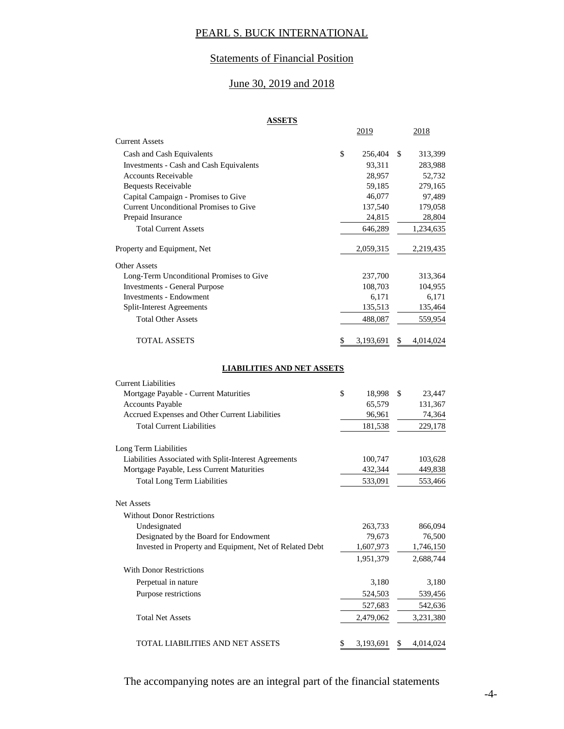# PEARL S. BUCK INTERNATIONAL

## Statements of Financial Position

## June 30, 2019 and 2018

**ASSETS**

| | 2019 | 2018 |
|---|---|---|
| Current Assets | | |
| Cash and Cash Equivalents | $ 256,404 | $ 313,399 |
| Investments - Cash and Cash Equivalents | 93,311 | 283,988 |
| Accounts Receivable | 28,957 | 52,732 |
| Bequests Receivable | 59,185 | 279,165 |
| Capital Campaign - Promises to Give | 46,077 | 97,489 |
| Current Unconditional Promises to Give | 137,540 | 179,058 |
| Prepaid Insurance | 24,815 | 28,804 |
| Total Current Assets | 646,289 | 1,234,635 |
| Property and Equipment, Net | 2,059,315 | 2,219,435 |
| Other Assets | | |
| Long-Term Unconditional Promises to Give | 237,700 | 313,364 |
| Investments - General Purpose | 108,703 | 104,955 |
| Investments - Endowment | 6,171 | 6,171 |
| Split-Interest Agreements | 135,513 | 135,464 |
| Total Other Assets | 488,087 | 559,954 |
| TOTAL ASSETS | $ 3,193,691 | $ 4,014,024 |

**LIABILITIES AND NET ASSETS**

| | 2019 | 2018 |
|---|---|---|
| Current Liabilities | | |
| Mortgage Payable - Current Maturities | $ 18,998 | $ 23,447 |
| Accounts Payable | 65,579 | 131,367 |
| Accrued Expenses and Other Current Liabilities | 96,961 | 74,364 |
| Total Current Liabilities | 181,538 | 229,178 |
| Long Term Liabilities | | |
| Liabilities Associated with Split-Interest Agreements | 100,747 | 103,628 |
| Mortgage Payable, Less Current Maturities | 432,344 | 449,838 |
| Total Long Term Liabilities | 533,091 | 553,466 |
| Net Assets | | |
| Without Donor Restrictions | | |
| Undesignated | 263,733 | 866,094 |
| Designated by the Board for Endowment | 79,673 | 76,500 |
| Invested in Property and Equipment, Net of Related Debt | 1,607,973 | 1,746,150 |
| | 1,951,379 | 2,688,744 |
| With Donor Restrictions | | |
| Perpetual in nature | 3,180 | 3,180 |
| Purpose restrictions | 524,503 | 539,456 |
| | 527,683 | 542,636 |
| Total Net Assets | 2,479,062 | 3,231,380 |
| TOTAL LIABILITIES AND NET ASSETS | $ 3,193,691 | $ 4,014,024 |

The accompanying notes are an integral part of the financial statements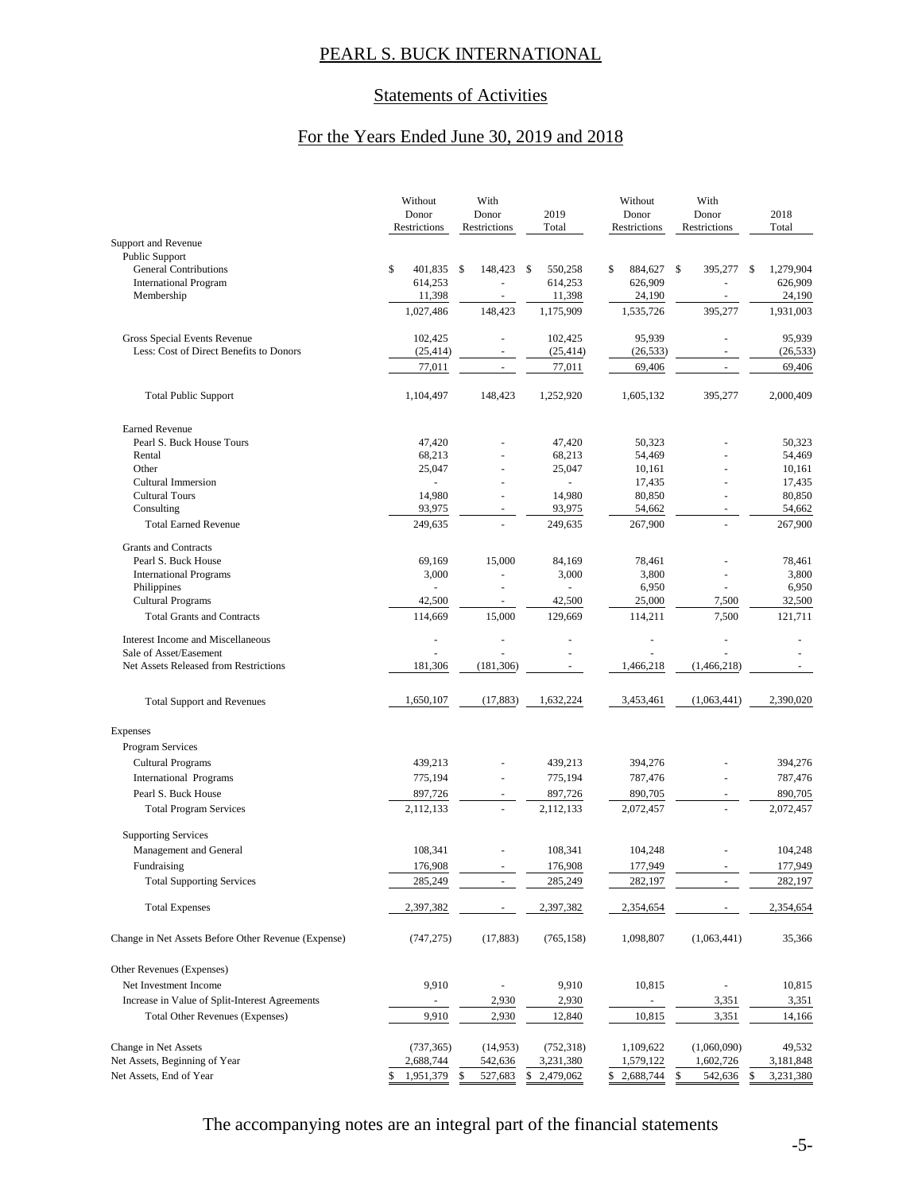# PEARL S. BUCK INTERNATIONAL

## Statements of Activities

## For the Years Ended June 30, 2019 and 2018

| | Without Donor Restrictions | With Donor Restrictions | 2019 Total | Without Donor Restrictions | With Donor Restrictions | 2018 Total |
|---|---|---|---|---|---|---|
| Support and Revenue | | | | | | |
| Public Support | | | | | | |
| General Contributions | $ 401,835 | $ 148,423 | $ 550,258 | $ 884,627 | $ 395,277 | $ 1,279,904 |
| International Program | 614,253 | - | 614,253 | 626,909 | - | 626,909 |
| Membership | 11,398 | - | 11,398 | 24,190 | - | 24,190 |
| | 1,027,486 | 148,423 | 1,175,909 | 1,535,726 | 395,277 | 1,931,003 |
| Gross Special Events Revenue | 102,425 | - | 102,425 | 95,939 | - | 95,939 |
| Less: Cost of Direct Benefits to Donors | (25,414) | - | (25,414) | (26,533) | - | (26,533) |
| | 77,011 | - | 77,011 | 69,406 | - | 69,406 |
| Total Public Support | 1,104,497 | 148,423 | 1,252,920 | 1,605,132 | 395,277 | 2,000,409 |
| Earned Revenue | | | | | | |
| Pearl S. Buck House Tours | 47,420 | - | 47,420 | 50,323 | - | 50,323 |
| Rental | 68,213 | - | 68,213 | 54,469 | - | 54,469 |
| Other | 25,047 | - | 25,047 | 10,161 | - | 10,161 |
| Cultural Immersion | - | - | - | 17,435 | - | 17,435 |
| Cultural Tours | 14,980 | - | 14,980 | 80,850 | - | 80,850 |
| Consulting | 93,975 | - | 93,975 | 54,662 | - | 54,662 |
| Total Earned Revenue | 249,635 | - | 249,635 | 267,900 | - | 267,900 |
| Grants and Contracts | | | | | | |
| Pearl S. Buck House | 69,169 | 15,000 | 84,169 | 78,461 | - | 78,461 |
| International Programs | 3,000 | - | 3,000 | 3,800 | - | 3,800 |
| Philippines | - | - | - | 6,950 | - | 6,950 |
| Cultural Programs | 42,500 | - | 42,500 | 25,000 | 7,500 | 32,500 |
| Total Grants and Contracts | 114,669 | 15,000 | 129,669 | 114,211 | 7,500 | 121,711 |
| Interest Income and Miscellaneous | - | - | - | - | - | - |
| Sale of Asset/Easement | - | - | - | - | - | - |
| Net Assets Released from Restrictions | 181,306 | (181,306) | - | 1,466,218 | (1,466,218) | - |
| Total Support and Revenues | 1,650,107 | (17,883) | 1,632,224 | 3,453,461 | (1,063,441) | 2,390,020 |
| Expenses | | | | | | |
| Program Services | | | | | | |
| Cultural Programs | 439,213 | - | 439,213 | 394,276 | - | 394,276 |
| International Programs | 775,194 | - | 775,194 | 787,476 | - | 787,476 |
| Pearl S. Buck House | 897,726 | - | 897,726 | 890,705 | - | 890,705 |
| Total Program Services | 2,112,133 | - | 2,112,133 | 2,072,457 | - | 2,072,457 |
| Supporting Services | | | | | | |
| Management and General | 108,341 | - | 108,341 | 104,248 | - | 104,248 |
| Fundraising | 176,908 | - | 176,908 | 177,949 | - | 177,949 |
| Total Supporting Services | 285,249 | - | 285,249 | 282,197 | - | 282,197 |
| Total Expenses | 2,397,382 | - | 2,397,382 | 2,354,654 | - | 2,354,654 |
| Change in Net Assets Before Other Revenue (Expense) | (747,275) | (17,883) | (765,158) | 1,098,807 | (1,063,441) | 35,366 |
| Other Revenues (Expenses) | | | | | | |
| Net Investment Income | 9,910 | - | 9,910 | 10,815 | - | 10,815 |
| Increase in Value of Split-Interest Agreements | - | 2,930 | 2,930 | - | 3,351 | 3,351 |
| Total Other Revenues (Expenses) | 9,910 | 2,930 | 12,840 | 10,815 | 3,351 | 14,166 |
| Change in Net Assets | (737,365) | (14,953) | (752,318) | 1,109,622 | (1,060,090) | 49,532 |
| Net Assets, Beginning of Year | 2,688,744 | 542,636 | 3,231,380 | 1,579,122 | 1,602,726 | 3,181,848 |
| Net Assets, End of Year | $ 1,951,379 | $ 527,683 | $ 2,479,062 | $ 2,688,744 | $ 542,636 | $ 3,231,380 |

The accompanying notes are an integral part of the financial statements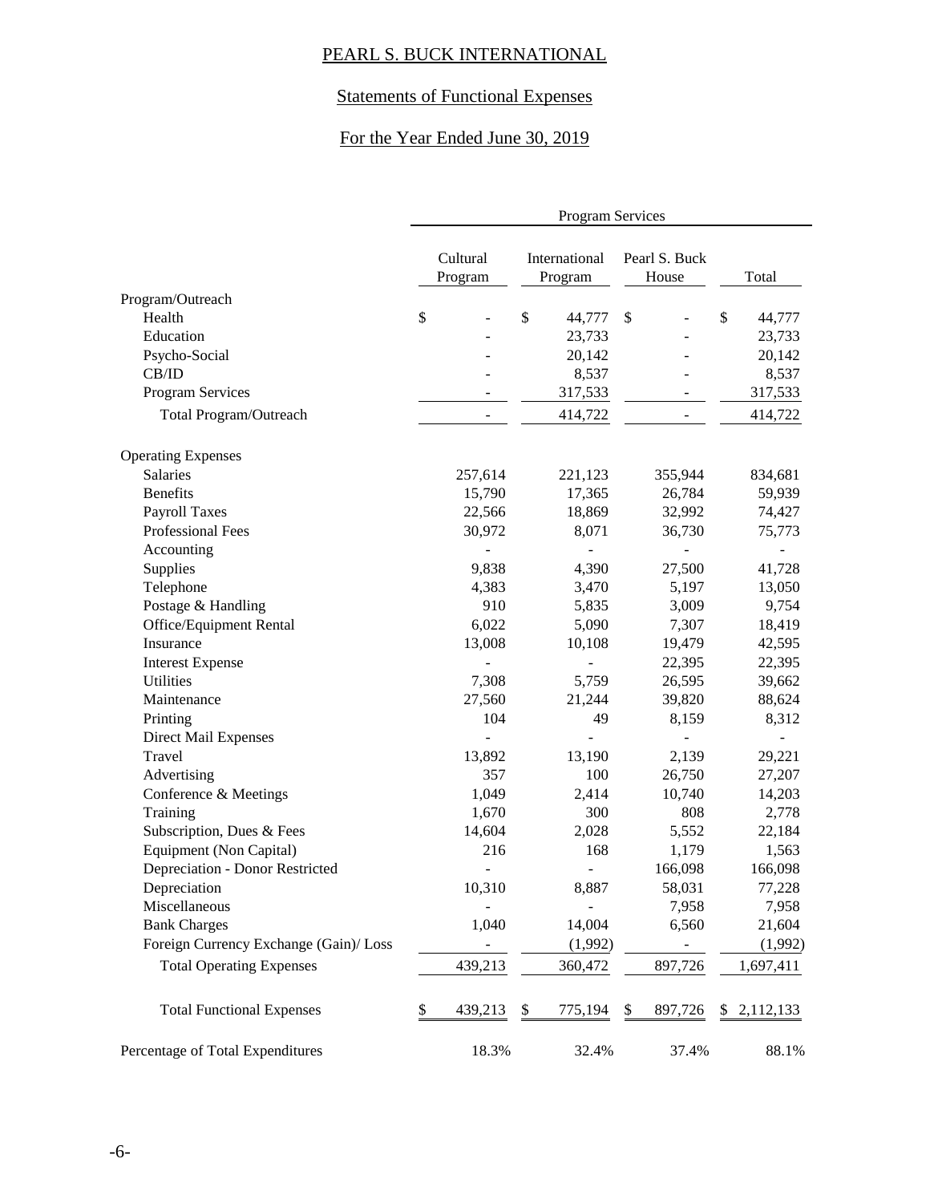PEARL S. BUCK INTERNATIONAL

Statements of Functional Expenses

For the Year Ended June 30, 2019

| | Program Services | | | |
|---|---|---|---|---|
| | Cultural Program | International Program | Pearl S. Buck House | Total |
| **Program/Outreach** | | | | |
| Health | $ - | $ 44,777 | $ - | $ 44,777 |
| Education | - | 23,733 | - | 23,733 |
| Psycho-Social | - | 20,142 | - | 20,142 |
| CB/ID | - | 8,537 | - | 8,537 |
| Program Services | - | 317,533 | - | 317,533 |
| Total Program/Outreach | - | 414,722 | - | 414,722 |
| **Operating Expenses** | | | | |
| Salaries | 257,614 | 221,123 | 355,944 | 834,681 |
| Benefits | 15,790 | 17,365 | 26,784 | 59,939 |
| Payroll Taxes | 22,566 | 18,869 | 32,992 | 74,427 |
| Professional Fees | 30,972 | 8,071 | 36,730 | 75,773 |
| Accounting | - | - | - | - |
| Supplies | 9,838 | 4,390 | 27,500 | 41,728 |
| Telephone | 4,383 | 3,470 | 5,197 | 13,050 |
| Postage & Handling | 910 | 5,835 | 3,009 | 9,754 |
| Office/Equipment Rental | 6,022 | 5,090 | 7,307 | 18,419 |
| Insurance | 13,008 | 10,108 | 19,479 | 42,595 |
| Interest Expense | - | - | 22,395 | 22,395 |
| Utilities | 7,308 | 5,759 | 26,595 | 39,662 |
| Maintenance | 27,560 | 21,244 | 39,820 | 88,624 |
| Printing | 104 | 49 | 8,159 | 8,312 |
| Direct Mail Expenses | - | - | - | - |
| Travel | 13,892 | 13,190 | 2,139 | 29,221 |
| Advertising | 357 | 100 | 26,750 | 27,207 |
| Conference & Meetings | 1,049 | 2,414 | 10,740 | 14,203 |
| Training | 1,670 | 300 | 808 | 2,778 |
| Subscription, Dues & Fees | 14,604 | 2,028 | 5,552 | 22,184 |
| Equipment (Non Capital) | 216 | 168 | 1,179 | 1,563 |
| Depreciation - Donor Restricted | - | - | 166,098 | 166,098 |
| Depreciation | 10,310 | 8,887 | 58,031 | 77,228 |
| Miscellaneous | - | - | 7,958 | 7,958 |
| Bank Charges | 1,040 | 14,004 | 6,560 | 21,604 |
| Foreign Currency Exchange (Gain)/ Loss | - | (1,992) | - | (1,992) |
| Total Operating Expenses | 439,213 | 360,472 | 897,726 | 1,697,411 |
| Total Functional Expenses | $ 439,213 | $ 775,194 | $ 897,726 | $ 2,112,133 |
| Percentage of Total Expenditures | 18.3% | 32.4% | 37.4% | 88.1% |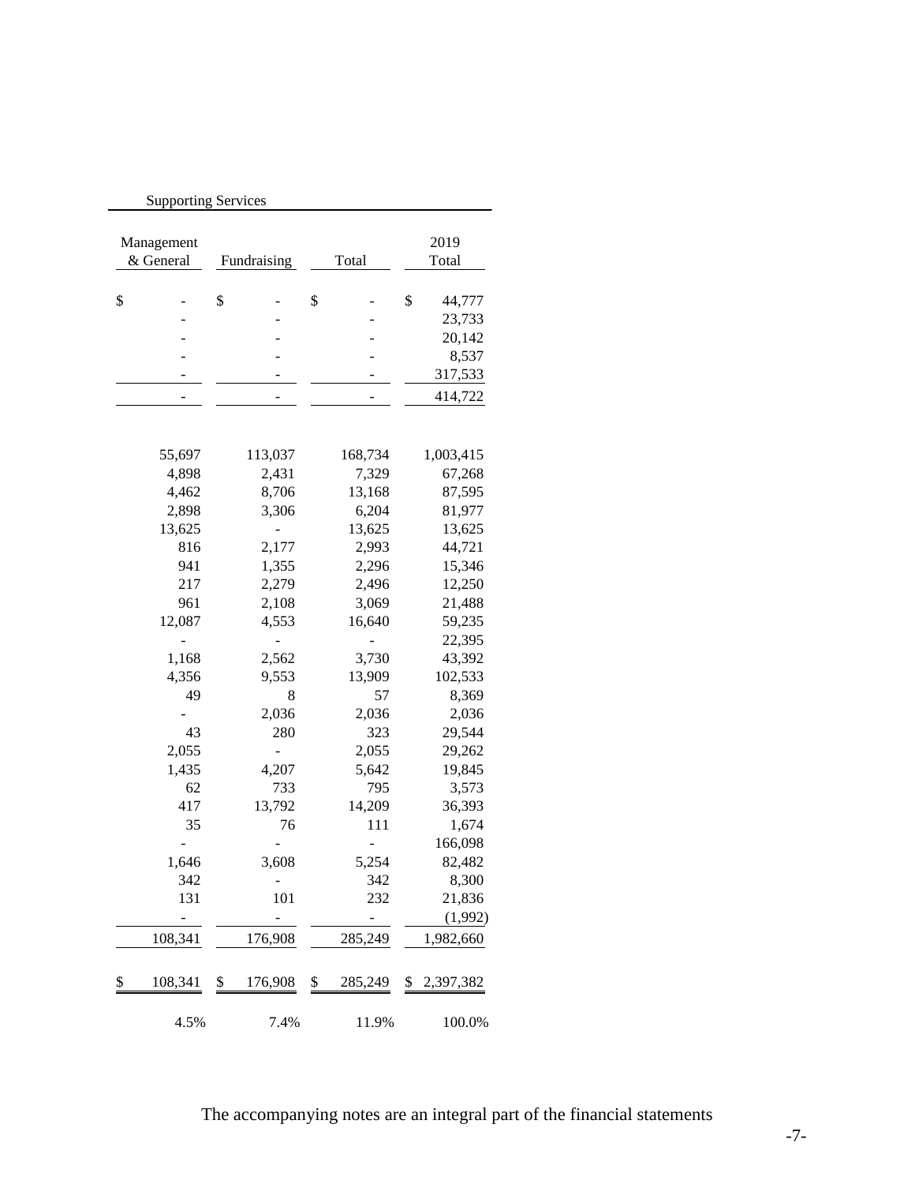| Supporting Services | | | |
|---|---|---|---|
| Management & General | Fundraising | Total | 2019 Total |
| $ - | $ - | $ - | $ 44,777 |
| - | - | - | 23,733 |
| - | - | - | 20,142 |
| - | - | - | 8,537 |
| - | - | - | 317,533 |
| - | - | - | 414,722 |
| | | | |
| 55,697 | 113,037 | 168,734 | 1,003,415 |
| 4,898 | 2,431 | 7,329 | 67,268 |
| 4,462 | 8,706 | 13,168 | 87,595 |
| 2,898 | 3,306 | 6,204 | 81,977 |
| 13,625 | - | 13,625 | 13,625 |
| 816 | 2,177 | 2,993 | 44,721 |
| 941 | 1,355 | 2,296 | 15,346 |
| 217 | 2,279 | 2,496 | 12,250 |
| 961 | 2,108 | 3,069 | 21,488 |
| 12,087 | 4,553 | 16,640 | 59,235 |
| - | - | - | 22,395 |
| 1,168 | 2,562 | 3,730 | 43,392 |
| 4,356 | 9,553 | 13,909 | 102,533 |
| 49 | 8 | 57 | 8,369 |
| - | 2,036 | 2,036 | 2,036 |
| 43 | 280 | 323 | 29,544 |
| 2,055 | - | 2,055 | 29,262 |
| 1,435 | 4,207 | 5,642 | 19,845 |
| 62 | 733 | 795 | 3,573 |
| 417 | 13,792 | 14,209 | 36,393 |
| 35 | 76 | 111 | 1,674 |
| - | - | - | 166,098 |
| 1,646 | 3,608 | 5,254 | 82,482 |
| 342 | - | 342 | 8,300 |
| 131 | 101 | 232 | 21,836 |
| - | - | - | (1,992) |
| 108,341 | 176,908 | 285,249 | 1,982,660 |
| | | | |
| $ 108,341 | $ 176,908 | $ 285,249 | $ 2,397,382 |
| | | | |
| 4.5% | 7.4% | 11.9% | 100.0% |

The accompanying notes are an integral part of the financial statements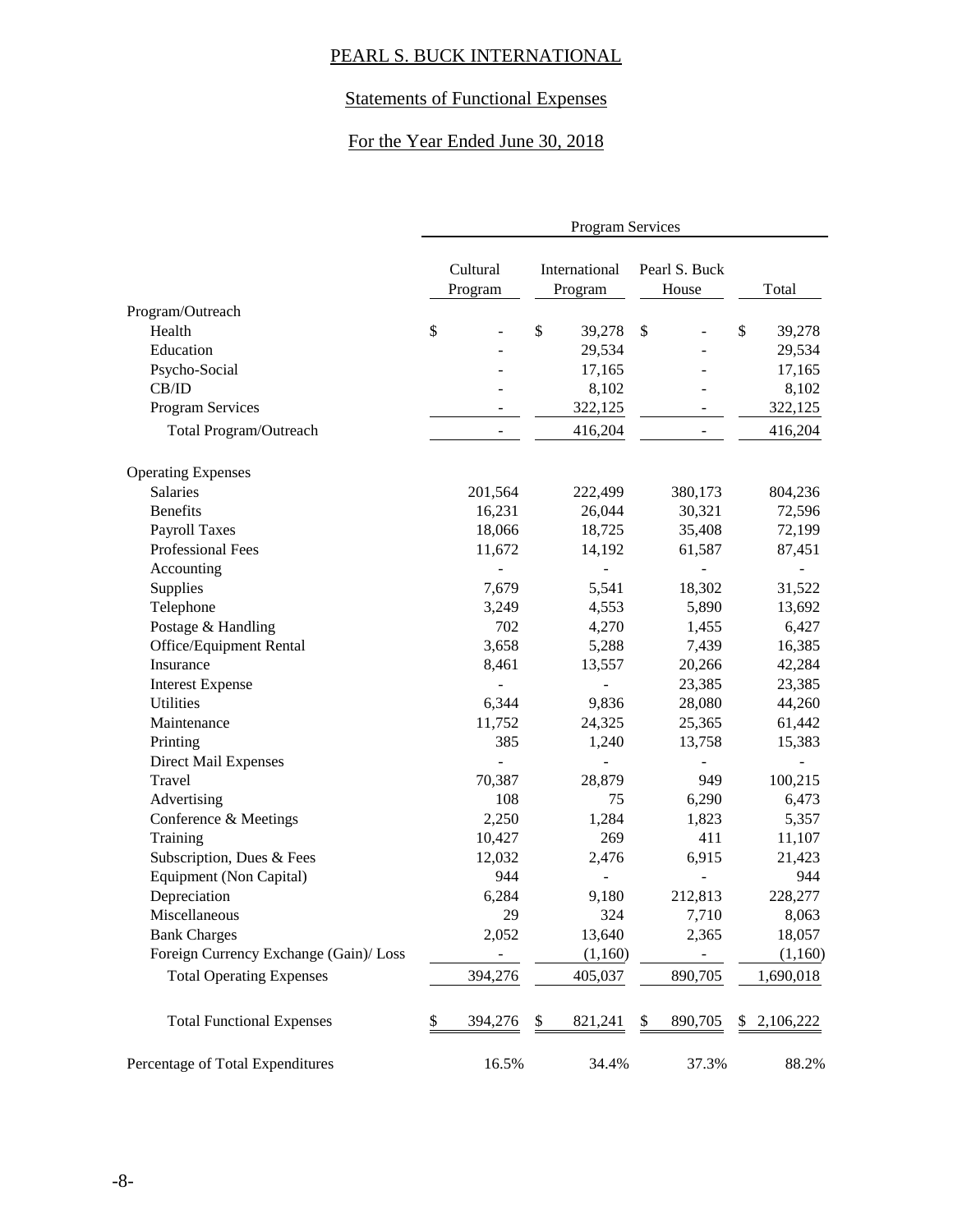# PEARL S. BUCK INTERNATIONAL

## Statements of Functional Expenses

## For the Year Ended June 30, 2018

| | Program Services | | | |
|---|---|---|---|---|
| | Cultural Program | International Program | Pearl S. Buck House | Total |
| **Program/Outreach** | | | | |
| Health | $ - | $ 39,278 | $ - | $ 39,278 |
| Education | - | 29,534 | - | 29,534 |
| Psycho-Social | - | 17,165 | - | 17,165 |
| CB/ID | - | 8,102 | - | 8,102 |
| Program Services | - | 322,125 | - | 322,125 |
| Total Program/Outreach | - | 416,204 | - | 416,204 |
| **Operating Expenses** | | | | |
| Salaries | 201,564 | 222,499 | 380,173 | 804,236 |
| Benefits | 16,231 | 26,044 | 30,321 | 72,596 |
| Payroll Taxes | 18,066 | 18,725 | 35,408 | 72,199 |
| Professional Fees | 11,672 | 14,192 | 61,587 | 87,451 |
| Accounting | - | - | - | - |
| Supplies | 7,679 | 5,541 | 18,302 | 31,522 |
| Telephone | 3,249 | 4,553 | 5,890 | 13,692 |
| Postage & Handling | 702 | 4,270 | 1,455 | 6,427 |
| Office/Equipment Rental | 3,658 | 5,288 | 7,439 | 16,385 |
| Insurance | 8,461 | 13,557 | 20,266 | 42,284 |
| Interest Expense | - | - | 23,385 | 23,385 |
| Utilities | 6,344 | 9,836 | 28,080 | 44,260 |
| Maintenance | 11,752 | 24,325 | 25,365 | 61,442 |
| Printing | 385 | 1,240 | 13,758 | 15,383 |
| Direct Mail Expenses | - | - | - | - |
| Travel | 70,387 | 28,879 | 949 | 100,215 |
| Advertising | 108 | 75 | 6,290 | 6,473 |
| Conference & Meetings | 2,250 | 1,284 | 1,823 | 5,357 |
| Training | 10,427 | 269 | 411 | 11,107 |
| Subscription, Dues & Fees | 12,032 | 2,476 | 6,915 | 21,423 |
| Equipment (Non Capital) | 944 | - | - | 944 |
| Depreciation | 6,284 | 9,180 | 212,813 | 228,277 |
| Miscellaneous | 29 | 324 | 7,710 | 8,063 |
| Bank Charges | 2,052 | 13,640 | 2,365 | 18,057 |
| Foreign Currency Exchange (Gain)/ Loss | - | (1,160) | - | (1,160) |
| Total Operating Expenses | 394,276 | 405,037 | 890,705 | 1,690,018 |
| Total Functional Expenses | $ 394,276 | $ 821,241 | $ 890,705 | $ 2,106,222 |
| Percentage of Total Expenditures | 16.5% | 34.4% | 37.3% | 88.2% |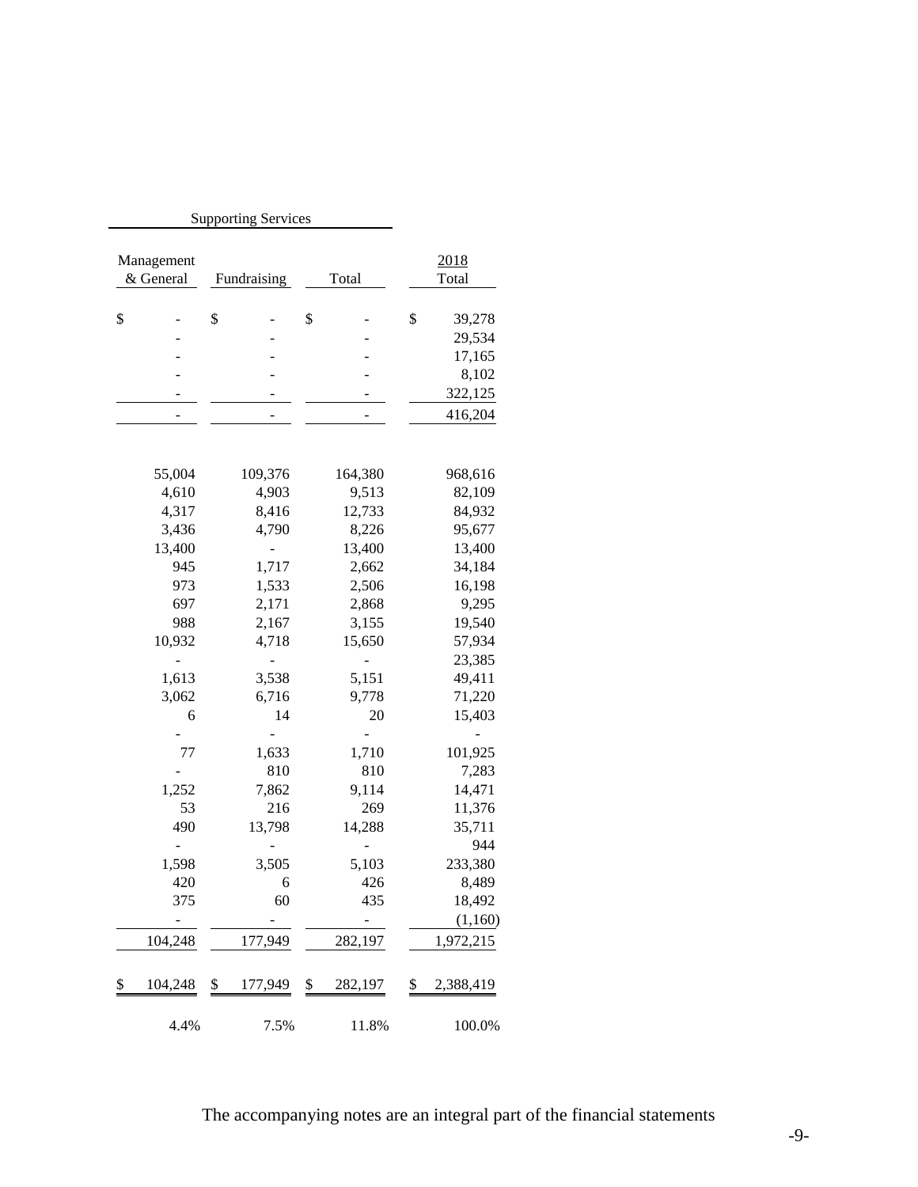| Supporting Services | | | |
|---|---|---|---|
| Management & General | Fundraising | Total | 2018 Total |
| $ - | $ - | $ - | $ 39,278 |
| - | - | - | 29,534 |
| - | - | - | 17,165 |
| - | - | - | 8,102 |
| - | - | - | 322,125 |
| - | - | - | 416,204 |
| | | | |
| 55,004 | 109,376 | 164,380 | 968,616 |
| 4,610 | 4,903 | 9,513 | 82,109 |
| 4,317 | 8,416 | 12,733 | 84,932 |
| 3,436 | 4,790 | 8,226 | 95,677 |
| 13,400 | - | 13,400 | 13,400 |
| 945 | 1,717 | 2,662 | 34,184 |
| 973 | 1,533 | 2,506 | 16,198 |
| 697 | 2,171 | 2,868 | 9,295 |
| 988 | 2,167 | 3,155 | 19,540 |
| 10,932 | 4,718 | 15,650 | 57,934 |
| - | - | - | 23,385 |
| 1,613 | 3,538 | 5,151 | 49,411 |
| 3,062 | 6,716 | 9,778 | 71,220 |
| 6 | 14 | 20 | 15,403 |
| - | - | - | - |
| 77 | 1,633 | 1,710 | 101,925 |
| - | 810 | 810 | 7,283 |
| 1,252 | 7,862 | 9,114 | 14,471 |
| 53 | 216 | 269 | 11,376 |
| 490 | 13,798 | 14,288 | 35,711 |
| - | - | - | 944 |
| 1,598 | 3,505 | 5,103 | 233,380 |
| 420 | 6 | 426 | 8,489 |
| 375 | 60 | 435 | 18,492 |
| - | - | - | (1,160) |
| 104,248 | 177,949 | 282,197 | 1,972,215 |
| | | | |
| $ 104,248 | $ 177,949 | $ 282,197 | $ 2,388,419 |
| | | | |
| 4.4% | 7.5% | 11.8% | 100.0% |

The accompanying notes are an integral part of the financial statements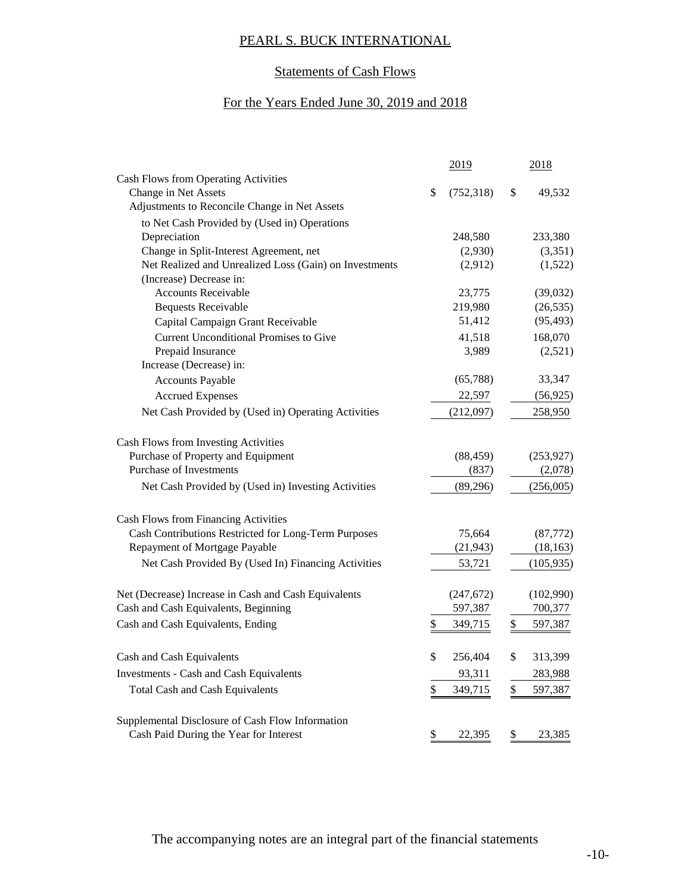PEARL S. BUCK INTERNATIONAL

Statements of Cash Flows

For the Years Ended June 30, 2019 and 2018

| | 2019 | 2018 |
|---|---|---|
| Cash Flows from Operating Activities | | |
| Change in Net Assets | $ (752,318) | $ 49,532 |
| Adjustments to Reconcile Change in Net Assets | | |
| to Net Cash Provided by (Used in) Operations | | |
| Depreciation | 248,580 | 233,380 |
| Change in Split-Interest Agreement, net | (2,930) | (3,351) |
| Net Realized and Unrealized Loss (Gain) on Investments | (2,912) | (1,522) |
| (Increase) Decrease in: | | |
| Accounts Receivable | 23,775 | (39,032) |
| Bequests Receivable | 219,980 | (26,535) |
| Capital Campaign Grant Receivable | 51,412 | (95,493) |
| Current Unconditional Promises to Give | 41,518 | 168,070 |
| Prepaid Insurance | 3,989 | (2,521) |
| Increase (Decrease) in: | | |
| Accounts Payable | (65,788) | 33,347 |
| Accrued Expenses | 22,597 | (56,925) |
| Net Cash Provided by (Used in) Operating Activities | (212,097) | 258,950 |
| Cash Flows from Investing Activities | | |
| Purchase of Property and Equipment | (88,459) | (253,927) |
| Purchase of Investments | (837) | (2,078) |
| Net Cash Provided by (Used in) Investing Activities | (89,296) | (256,005) |
| Cash Flows from Financing Activities | | |
| Cash Contributions Restricted for Long-Term Purposes | 75,664 | (87,772) |
| Repayment of Mortgage Payable | (21,943) | (18,163) |
| Net Cash Provided By (Used In) Financing Activities | 53,721 | (105,935) |
| Net (Decrease) Increase in Cash and Cash Equivalents | (247,672) | (102,990) |
| Cash and Cash Equivalents, Beginning | 597,387 | 700,377 |
| Cash and Cash Equivalents, Ending | $ 349,715 | $ 597,387 |
| Cash and Cash Equivalents | $ 256,404 | $ 313,399 |
| Investments - Cash and Cash Equivalents | 93,311 | 283,988 |
| Total Cash and Cash Equivalents | $ 349,715 | $ 597,387 |
| Supplemental Disclosure of Cash Flow Information | | |
| Cash Paid During the Year for Interest | $ 22,395 | $ 23,385 |

The accompanying notes are an integral part of the financial statements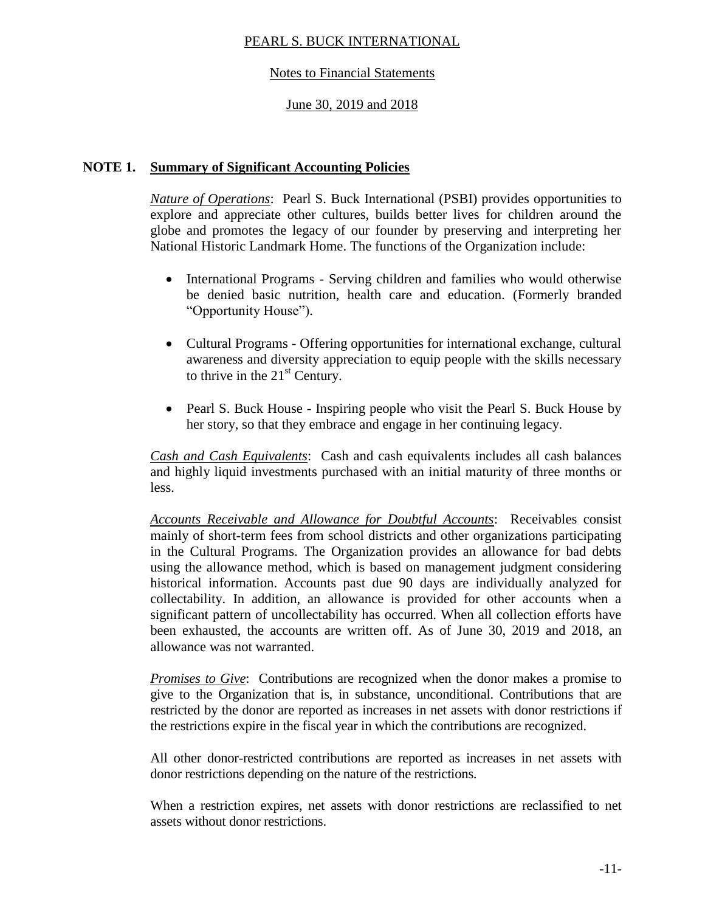PEARL S. BUCK INTERNATIONAL

Notes to Financial Statements

June 30, 2019 and 2018

## NOTE 1. Summary of Significant Accounting Policies

*Nature of Operations*: Pearl S. Buck International (PSBI) provides opportunities to explore and appreciate other cultures, builds better lives for children around the globe and promotes the legacy of our founder by preserving and interpreting her National Historic Landmark Home. The functions of the Organization include:

- International Programs - Serving children and families who would otherwise be denied basic nutrition, health care and education. (Formerly branded "Opportunity House").
- Cultural Programs - Offering opportunities for international exchange, cultural awareness and diversity appreciation to equip people with the skills necessary to thrive in the 21st Century.
- Pearl S. Buck House - Inspiring people who visit the Pearl S. Buck House by her story, so that they embrace and engage in her continuing legacy.

*Cash and Cash Equivalents*: Cash and cash equivalents includes all cash balances and highly liquid investments purchased with an initial maturity of three months or less.

*Accounts Receivable and Allowance for Doubtful Accounts*: Receivables consist mainly of short-term fees from school districts and other organizations participating in the Cultural Programs. The Organization provides an allowance for bad debts using the allowance method, which is based on management judgment considering historical information. Accounts past due 90 days are individually analyzed for collectability. In addition, an allowance is provided for other accounts when a significant pattern of uncollectability has occurred. When all collection efforts have been exhausted, the accounts are written off. As of June 30, 2019 and 2018, an allowance was not warranted.

*Promises to Give*: Contributions are recognized when the donor makes a promise to give to the Organization that is, in substance, unconditional. Contributions that are restricted by the donor are reported as increases in net assets with donor restrictions if the restrictions expire in the fiscal year in which the contributions are recognized.

All other donor-restricted contributions are reported as increases in net assets with donor restrictions depending on the nature of the restrictions.

When a restriction expires, net assets with donor restrictions are reclassified to net assets without donor restrictions.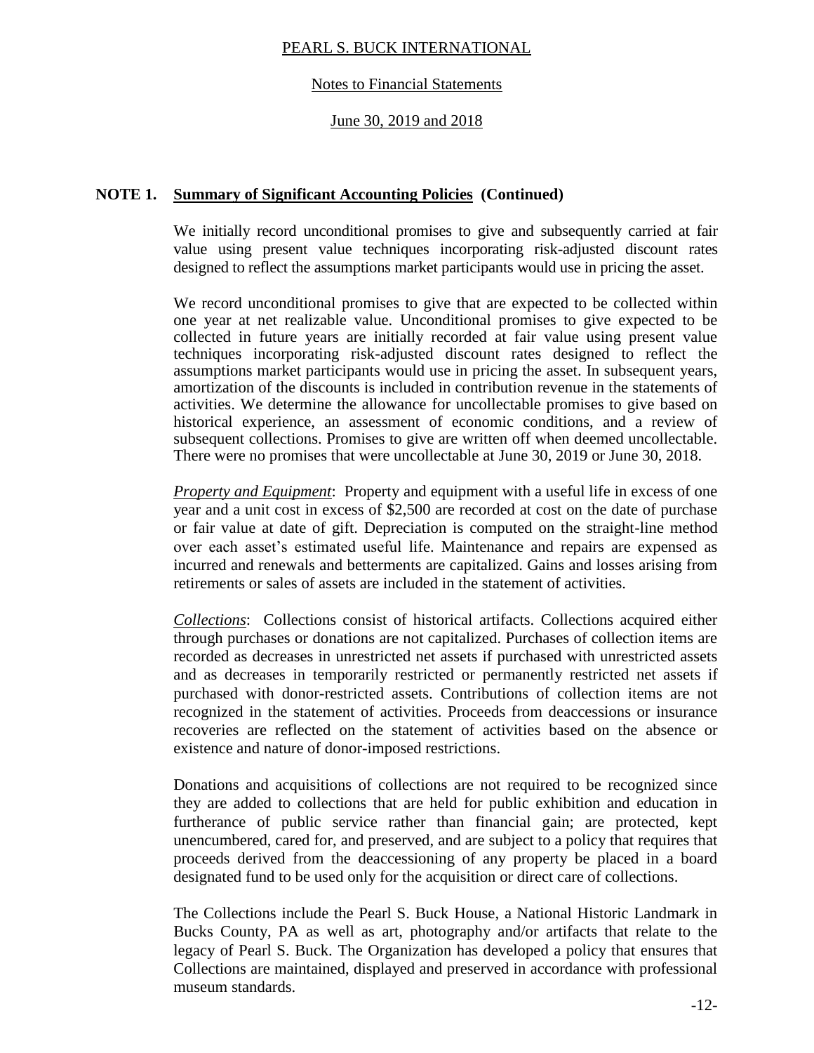## NOTE 1. Summary of Significant Accounting Policies (Continued)

We initially record unconditional promises to give and subsequently carried at fair value using present value techniques incorporating risk-adjusted discount rates designed to reflect the assumptions market participants would use in pricing the asset.

We record unconditional promises to give that are expected to be collected within one year at net realizable value. Unconditional promises to give expected to be collected in future years are initially recorded at fair value using present value techniques incorporating risk-adjusted discount rates designed to reflect the assumptions market participants would use in pricing the asset. In subsequent years, amortization of the discounts is included in contribution revenue in the statements of activities. We determine the allowance for uncollectable promises to give based on historical experience, an assessment of economic conditions, and a review of subsequent collections. Promises to give are written off when deemed uncollectable. There were no promises that were uncollectable at June 30, 2019 or June 30, 2018.

*Property and Equipment*: Property and equipment with a useful life in excess of one year and a unit cost in excess of $2,500 are recorded at cost on the date of purchase or fair value at date of gift. Depreciation is computed on the straight-line method over each asset's estimated useful life. Maintenance and repairs are expensed as incurred and renewals and betterments are capitalized. Gains and losses arising from retirements or sales of assets are included in the statement of activities.

*Collections*: Collections consist of historical artifacts. Collections acquired either through purchases or donations are not capitalized. Purchases of collection items are recorded as decreases in unrestricted net assets if purchased with unrestricted assets and as decreases in temporarily restricted or permanently restricted net assets if purchased with donor-restricted assets. Contributions of collection items are not recognized in the statement of activities. Proceeds from deaccessions or insurance recoveries are reflected on the statement of activities based on the absence or existence and nature of donor-imposed restrictions.

Donations and acquisitions of collections are not required to be recognized since they are added to collections that are held for public exhibition and education in furtherance of public service rather than financial gain; are protected, kept unencumbered, cared for, and preserved, and are subject to a policy that requires that proceeds derived from the deaccessioning of any property be placed in a board designated fund to be used only for the acquisition or direct care of collections.

The Collections include the Pearl S. Buck House, a National Historic Landmark in Bucks County, PA as well as art, photography and/or artifacts that relate to the legacy of Pearl S. Buck. The Organization has developed a policy that ensures that Collections are maintained, displayed and preserved in accordance with professional museum standards.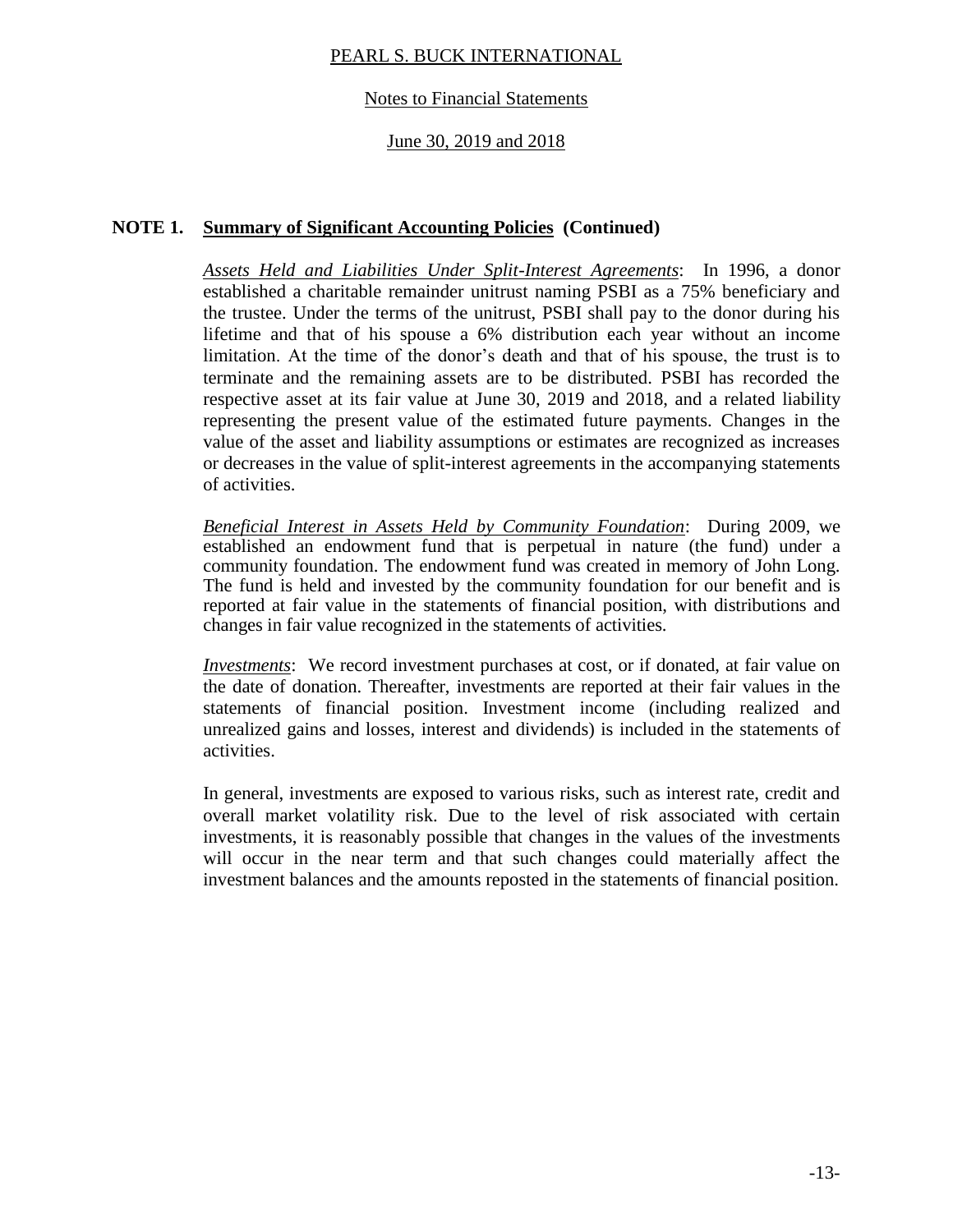## NOTE 1. Summary of Significant Accounting Policies (Continued)

*Assets Held and Liabilities Under Split-Interest Agreements*: In 1996, a donor established a charitable remainder unitrust naming PSBI as a 75% beneficiary and the trustee. Under the terms of the unitrust, PSBI shall pay to the donor during his lifetime and that of his spouse a 6% distribution each year without an income limitation. At the time of the donor's death and that of his spouse, the trust is to terminate and the remaining assets are to be distributed. PSBI has recorded the respective asset at its fair value at June 30, 2019 and 2018, and a related liability representing the present value of the estimated future payments. Changes in the value of the asset and liability assumptions or estimates are recognized as increases or decreases in the value of split-interest agreements in the accompanying statements of activities.

*Beneficial Interest in Assets Held by Community Foundation*: During 2009, we established an endowment fund that is perpetual in nature (the fund) under a community foundation. The endowment fund was created in memory of John Long. The fund is held and invested by the community foundation for our benefit and is reported at fair value in the statements of financial position, with distributions and changes in fair value recognized in the statements of activities.

*Investments*: We record investment purchases at cost, or if donated, at fair value on the date of donation. Thereafter, investments are reported at their fair values in the statements of financial position. Investment income (including realized and unrealized gains and losses, interest and dividends) is included in the statements of activities.

In general, investments are exposed to various risks, such as interest rate, credit and overall market volatility risk. Due to the level of risk associated with certain investments, it is reasonably possible that changes in the values of the investments will occur in the near term and that such changes could materially affect the investment balances and the amounts reposted in the statements of financial position.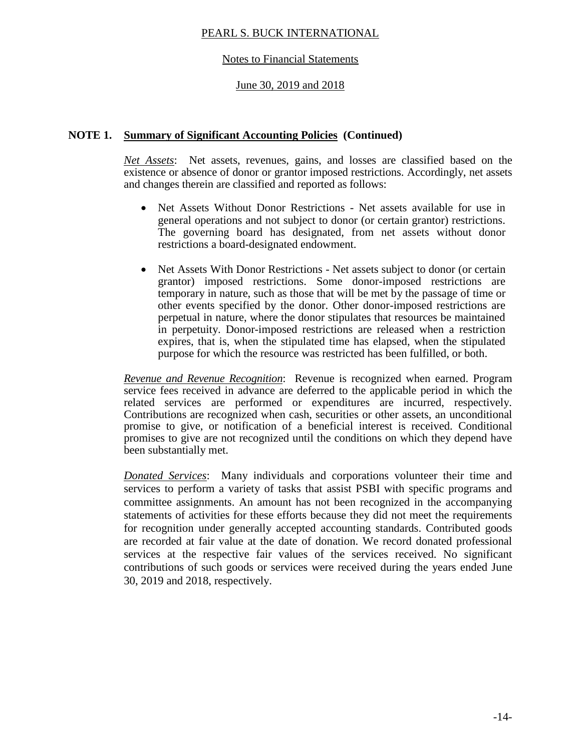## NOTE 1. Summary of Significant Accounting Policies (Continued)

*Net Assets*: Net assets, revenues, gains, and losses are classified based on the existence or absence of donor or grantor imposed restrictions. Accordingly, net assets and changes therein are classified and reported as follows:

- Net Assets Without Donor Restrictions - Net assets available for use in general operations and not subject to donor (or certain grantor) restrictions. The governing board has designated, from net assets without donor restrictions a board-designated endowment.

- Net Assets With Donor Restrictions - Net assets subject to donor (or certain grantor) imposed restrictions. Some donor-imposed restrictions are temporary in nature, such as those that will be met by the passage of time or other events specified by the donor. Other donor-imposed restrictions are perpetual in nature, where the donor stipulates that resources be maintained in perpetuity. Donor-imposed restrictions are released when a restriction expires, that is, when the stipulated time has elapsed, when the stipulated purpose for which the resource was restricted has been fulfilled, or both.

*Revenue and Revenue Recognition*: Revenue is recognized when earned. Program service fees received in advance are deferred to the applicable period in which the related services are performed or expenditures are incurred, respectively. Contributions are recognized when cash, securities or other assets, an unconditional promise to give, or notification of a beneficial interest is received. Conditional promises to give are not recognized until the conditions on which they depend have been substantially met.

*Donated Services*: Many individuals and corporations volunteer their time and services to perform a variety of tasks that assist PSBI with specific programs and committee assignments. An amount has not been recognized in the accompanying statements of activities for these efforts because they did not meet the requirements for recognition under generally accepted accounting standards. Contributed goods are recorded at fair value at the date of donation. We record donated professional services at the respective fair values of the services received. No significant contributions of such goods or services were received during the years ended June 30, 2019 and 2018, respectively.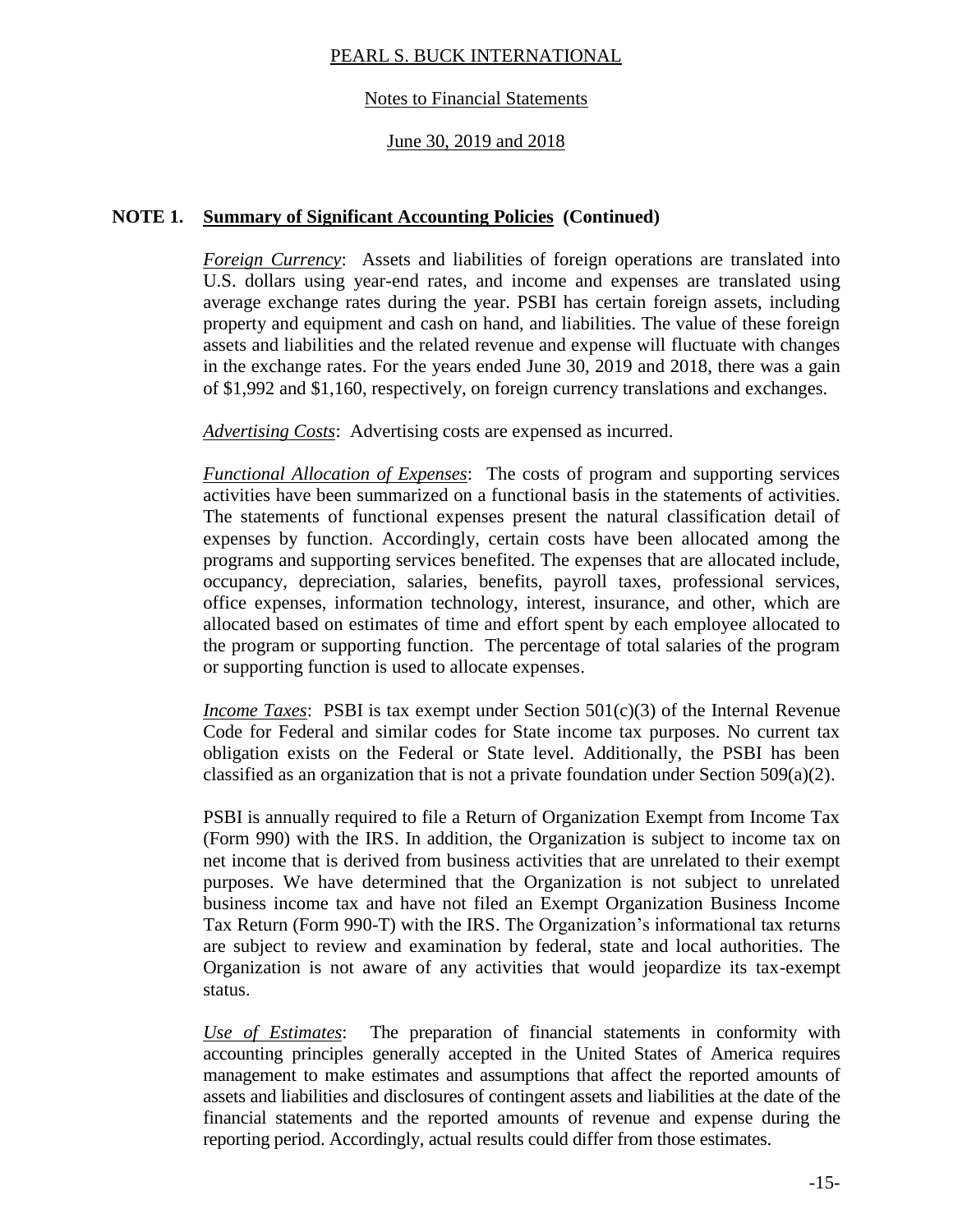PEARL S. BUCK INTERNATIONAL

Notes to Financial Statements

June 30, 2019 and 2018

## NOTE 1. Summary of Significant Accounting Policies (Continued)

*Foreign Currency*: Assets and liabilities of foreign operations are translated into U.S. dollars using year-end rates, and income and expenses are translated using average exchange rates during the year. PSBI has certain foreign assets, including property and equipment and cash on hand, and liabilities. The value of these foreign assets and liabilities and the related revenue and expense will fluctuate with changes in the exchange rates. For the years ended June 30, 2019 and 2018, there was a gain of $1,992 and $1,160, respectively, on foreign currency translations and exchanges.

*Advertising Costs*: Advertising costs are expensed as incurred.

*Functional Allocation of Expenses*: The costs of program and supporting services activities have been summarized on a functional basis in the statements of activities. The statements of functional expenses present the natural classification detail of expenses by function. Accordingly, certain costs have been allocated among the programs and supporting services benefited. The expenses that are allocated include, occupancy, depreciation, salaries, benefits, payroll taxes, professional services, office expenses, information technology, interest, insurance, and other, which are allocated based on estimates of time and effort spent by each employee allocated to the program or supporting function. The percentage of total salaries of the program or supporting function is used to allocate expenses.

*Income Taxes*: PSBI is tax exempt under Section 501(c)(3) of the Internal Revenue Code for Federal and similar codes for State income tax purposes. No current tax obligation exists on the Federal or State level. Additionally, the PSBI has been classified as an organization that is not a private foundation under Section 509(a)(2).

PSBI is annually required to file a Return of Organization Exempt from Income Tax (Form 990) with the IRS. In addition, the Organization is subject to income tax on net income that is derived from business activities that are unrelated to their exempt purposes. We have determined that the Organization is not subject to unrelated business income tax and have not filed an Exempt Organization Business Income Tax Return (Form 990-T) with the IRS. The Organization's informational tax returns are subject to review and examination by federal, state and local authorities. The Organization is not aware of any activities that would jeopardize its tax-exempt status.

*Use of Estimates*: The preparation of financial statements in conformity with accounting principles generally accepted in the United States of America requires management to make estimates and assumptions that affect the reported amounts of assets and liabilities and disclosures of contingent assets and liabilities at the date of the financial statements and the reported amounts of revenue and expense during the reporting period. Accordingly, actual results could differ from those estimates.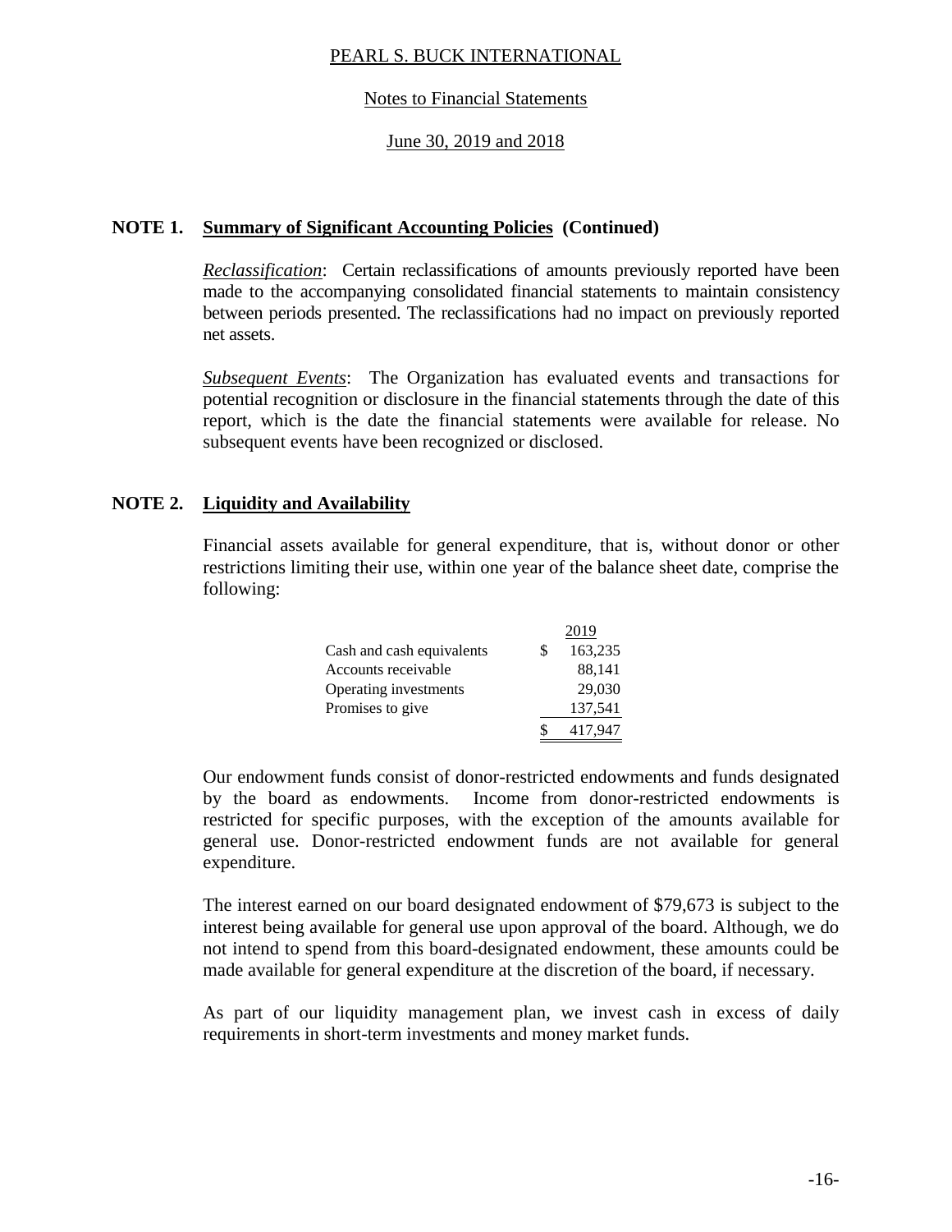**NOTE 1. Summary of Significant Accounting Policies (Continued)**

*Reclassification*: Certain reclassifications of amounts previously reported have been made to the accompanying consolidated financial statements to maintain consistency between periods presented. The reclassifications had no impact on previously reported net assets.

*Subsequent Events*: The Organization has evaluated events and transactions for potential recognition or disclosure in the financial statements through the date of this report, which is the date the financial statements were available for release. No subsequent events have been recognized or disclosed.

**NOTE 2. Liquidity and Availability**

Financial assets available for general expenditure, that is, without donor or other restrictions limiting their use, within one year of the balance sheet date, comprise the following:

| | 2019 |
|---|---|
| Cash and cash equivalents | $ 163,235 |
| Accounts receivable | 88,141 |
| Operating investments | 29,030 |
| Promises to give | 137,541 |
| | $ 417,947 |

Our endowment funds consist of donor-restricted endowments and funds designated by the board as endowments. Income from donor-restricted endowments is restricted for specific purposes, with the exception of the amounts available for general use. Donor-restricted endowment funds are not available for general expenditure.

The interest earned on our board designated endowment of $79,673 is subject to the interest being available for general use upon approval of the board. Although, we do not intend to spend from this board-designated endowment, these amounts could be made available for general expenditure at the discretion of the board, if necessary.

As part of our liquidity management plan, we invest cash in excess of daily requirements in short-term investments and money market funds.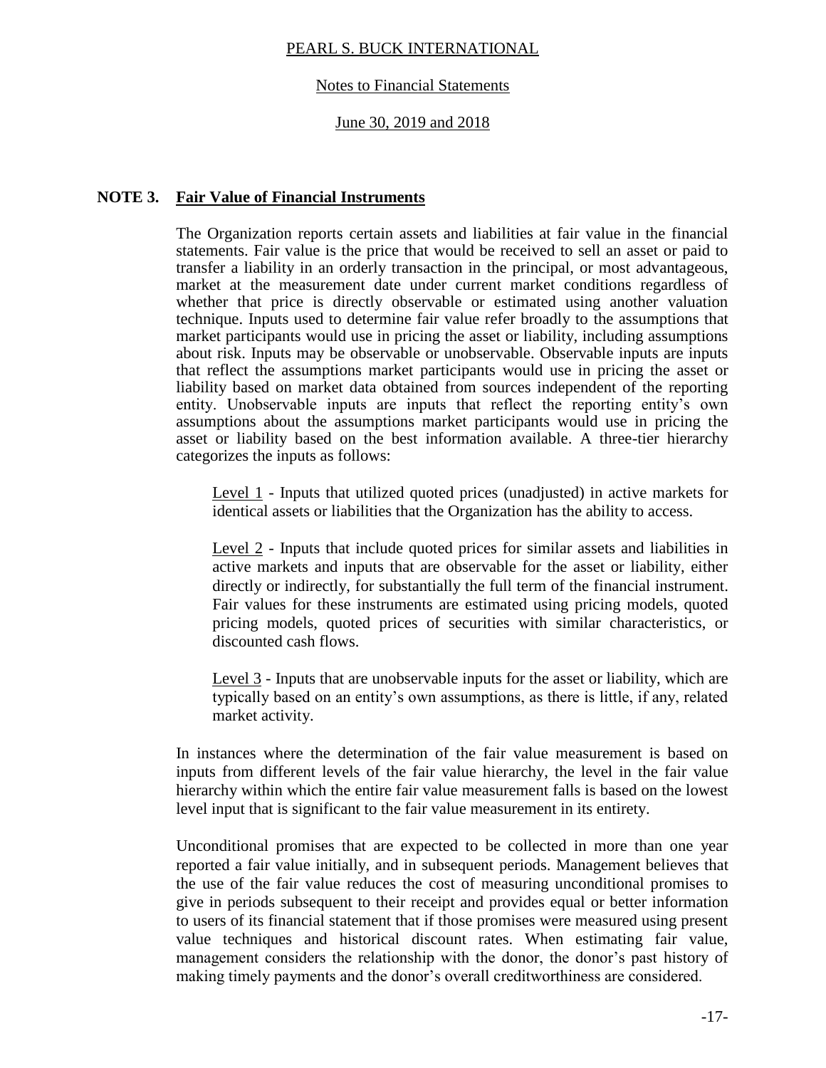## NOTE 3. Fair Value of Financial Instruments

The Organization reports certain assets and liabilities at fair value in the financial statements. Fair value is the price that would be received to sell an asset or paid to transfer a liability in an orderly transaction in the principal, or most advantageous, market at the measurement date under current market conditions regardless of whether that price is directly observable or estimated using another valuation technique. Inputs used to determine fair value refer broadly to the assumptions that market participants would use in pricing the asset or liability, including assumptions about risk. Inputs may be observable or unobservable. Observable inputs are inputs that reflect the assumptions market participants would use in pricing the asset or liability based on market data obtained from sources independent of the reporting entity. Unobservable inputs are inputs that reflect the reporting entity's own assumptions about the assumptions market participants would use in pricing the asset or liability based on the best information available. A three-tier hierarchy categorizes the inputs as follows:

> Level 1 - Inputs that utilized quoted prices (unadjusted) in active markets for identical assets or liabilities that the Organization has the ability to access.
>
> Level 2 - Inputs that include quoted prices for similar assets and liabilities in active markets and inputs that are observable for the asset or liability, either directly or indirectly, for substantially the full term of the financial instrument. Fair values for these instruments are estimated using pricing models, quoted pricing models, quoted prices of securities with similar characteristics, or discounted cash flows.
>
> Level 3 - Inputs that are unobservable inputs for the asset or liability, which are typically based on an entity's own assumptions, as there is little, if any, related market activity.

In instances where the determination of the fair value measurement is based on inputs from different levels of the fair value hierarchy, the level in the fair value hierarchy within which the entire fair value measurement falls is based on the lowest level input that is significant to the fair value measurement in its entirety.

Unconditional promises that are expected to be collected in more than one year reported a fair value initially, and in subsequent periods. Management believes that the use of the fair value reduces the cost of measuring unconditional promises to give in periods subsequent to their receipt and provides equal or better information to users of its financial statement that if those promises were measured using present value techniques and historical discount rates. When estimating fair value, management considers the relationship with the donor, the donor's past history of making timely payments and the donor's overall creditworthiness are considered.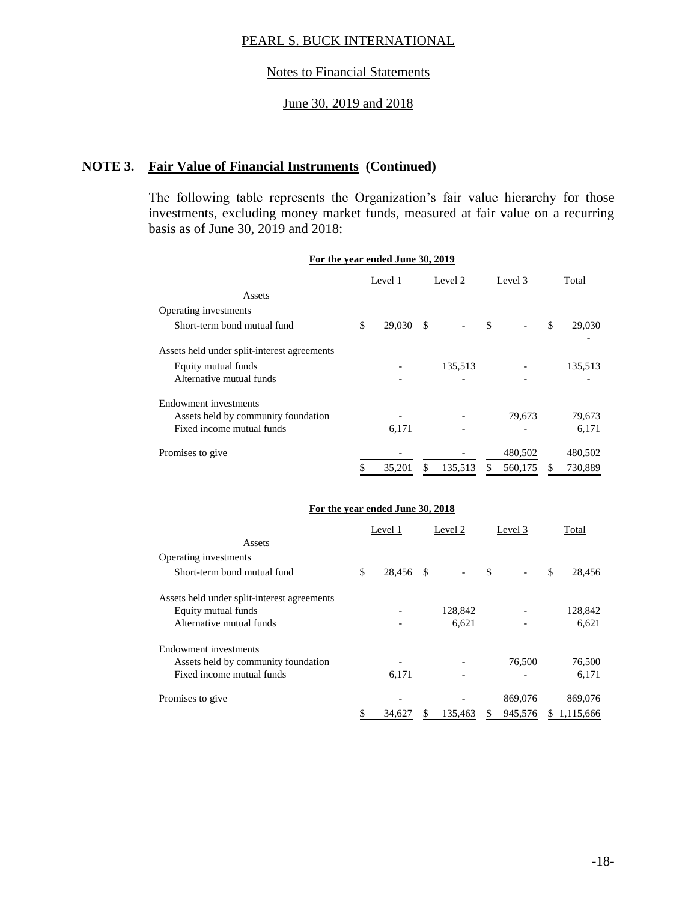## NOTE 3. Fair Value of Financial Instruments (Continued)

The following table represents the Organization's fair value hierarchy for those investments, excluding money market funds, measured at fair value on a recurring basis as of June 30, 2019 and 2018:

**For the year ended June 30, 2019**

| | Level 1 | Level 2 | Level 3 | Total |
|---|---|---|---|---|
| Assets | | | | |
| Operating investments | | | | |
| Short-term bond mutual fund | $ 29,030 | $ - | $ - | $ 29,030 |
| | | | | - |
| Assets held under split-interest agreements | | | | |
| Equity mutual funds | - | 135,513 | - | 135,513 |
| Alternative mutual funds | - | - | - | - |
| Endowment investments | | | | |
| Assets held by community foundation | - | - | 79,673 | 79,673 |
| Fixed income mutual funds | 6,171 | - | - | 6,171 |
| Promises to give | - | - | 480,502 | 480,502 |
| | $ 35,201 | $ 135,513 | $ 560,175 | $ 730,889 |

**For the year ended June 30, 2018**

| | Level 1 | Level 2 | Level 3 | Total |
|---|---|---|---|---|
| Assets | | | | |
| Operating investments | | | | |
| Short-term bond mutual fund | $ 28,456 | $ - | $ - | $ 28,456 |
| Assets held under split-interest agreements | | | | |
| Equity mutual funds | - | 128,842 | - | 128,842 |
| Alternative mutual funds | - | 6,621 | - | 6,621 |
| Endowment investments | | | | |
| Assets held by community foundation | - | - | 76,500 | 76,500 |
| Fixed income mutual funds | 6,171 | - | - | 6,171 |
| Promises to give | - | - | 869,076 | 869,076 |
| | $ 34,627 | $ 135,463 | $ 945,576 | $ 1,115,666 |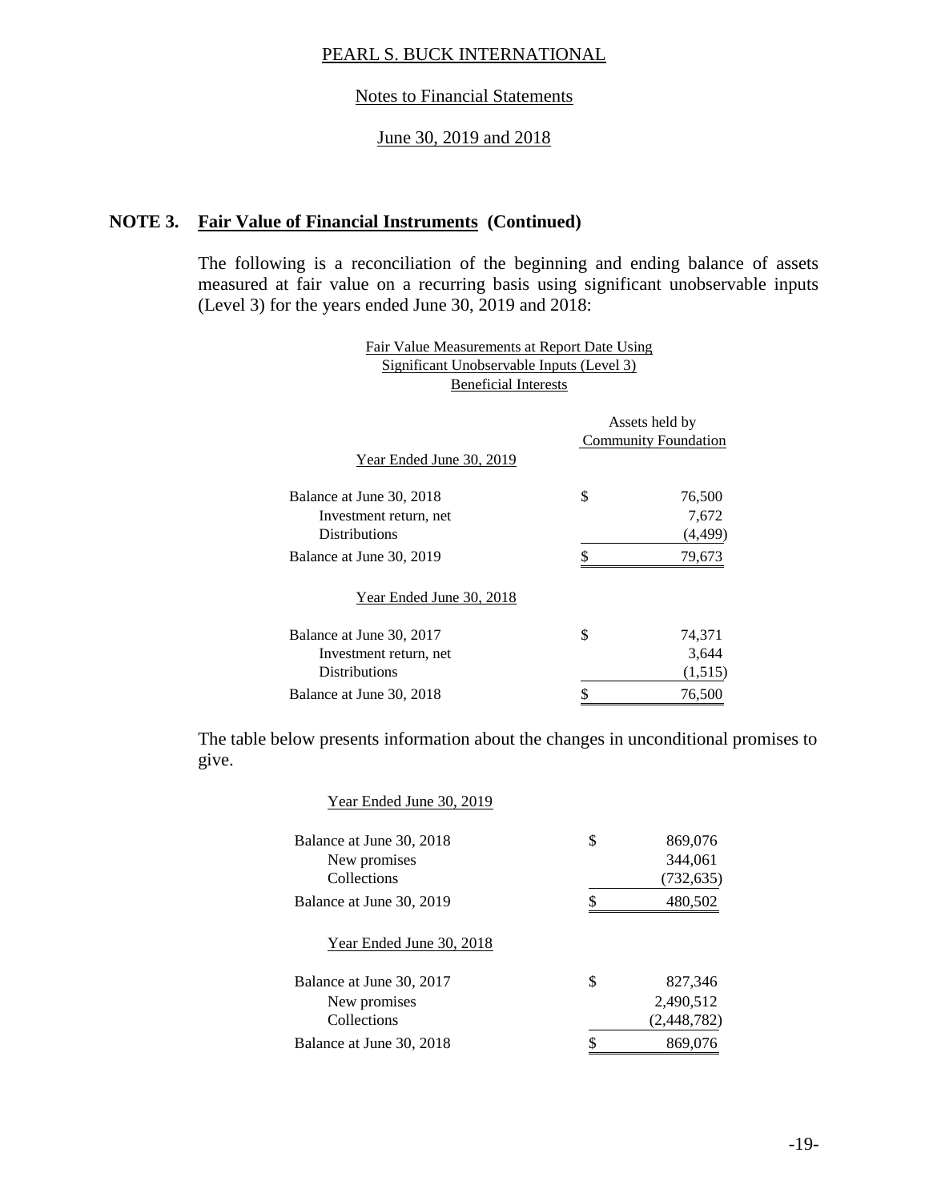## NOTE 3. Fair Value of Financial Instruments (Continued)

The following is a reconciliation of the beginning and ending balance of assets measured at fair value on a recurring basis using significant unobservable inputs (Level 3) for the years ended June 30, 2019 and 2018:

Fair Value Measurements at Report Date Using
Significant Unobservable Inputs (Level 3)
Beneficial Interests

| | Assets held by Community Foundation |
|---|---|
| **Year Ended June 30, 2019** | |
| Balance at June 30, 2018 | $ 76,500 |
| Investment return, net | 7,672 |
| Distributions | (4,499) |
| Balance at June 30, 2019 | $ 79,673 |
| **Year Ended June 30, 2018** | |
| Balance at June 30, 2017 | $ 74,371 |
| Investment return, net | 3,644 |
| Distributions | (1,515) |
| Balance at June 30, 2018 | $ 76,500 |

The table below presents information about the changes in unconditional promises to give.

| | |
|---|---|
| **Year Ended June 30, 2019** | |
| Balance at June 30, 2018 | $ 869,076 |
| New promises | 344,061 |
| Collections | (732,635) |
| Balance at June 30, 2019 | $ 480,502 |
| **Year Ended June 30, 2018** | |
| Balance at June 30, 2017 | $ 827,346 |
| New promises | 2,490,512 |
| Collections | (2,448,782) |
| Balance at June 30, 2018 | $ 869,076 |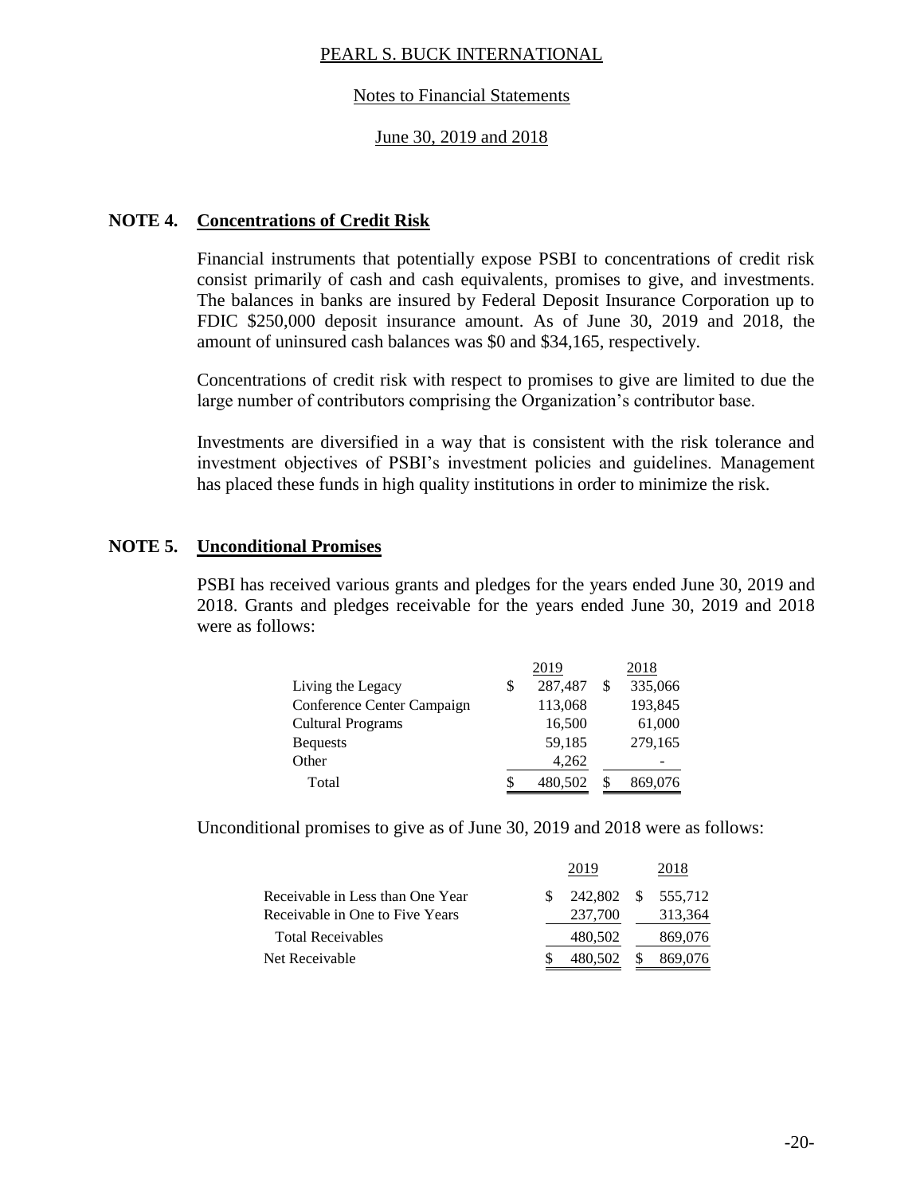## NOTE 4. Concentrations of Credit Risk

Financial instruments that potentially expose PSBI to concentrations of credit risk consist primarily of cash and cash equivalents, promises to give, and investments. The balances in banks are insured by Federal Deposit Insurance Corporation up to FDIC \$250,000 deposit insurance amount. As of June 30, 2019 and 2018, the amount of uninsured cash balances was \$0 and \$34,165, respectively.

Concentrations of credit risk with respect to promises to give are limited to due the large number of contributors comprising the Organization's contributor base.

Investments are diversified in a way that is consistent with the risk tolerance and investment objectives of PSBI's investment policies and guidelines. Management has placed these funds in high quality institutions in order to minimize the risk.

## NOTE 5. Unconditional Promises

PSBI has received various grants and pledges for the years ended June 30, 2019 and 2018. Grants and pledges receivable for the years ended June 30, 2019 and 2018 were as follows:

| | 2019 | 2018 |
|---|---|---|
| Living the Legacy | \$ 287,487 | \$ 335,066 |
| Conference Center Campaign | 113,068 | 193,845 |
| Cultural Programs | 16,500 | 61,000 |
| Bequests | 59,185 | 279,165 |
| Other | 4,262 | - |
| Total | \$ 480,502 | \$ 869,076 |

Unconditional promises to give as of June 30, 2019 and 2018 were as follows:

| | 2019 | 2018 |
|---|---|---|
| Receivable in Less than One Year | \$ 242,802 | \$ 555,712 |
| Receivable in One to Five Years | 237,700 | 313,364 |
| Total Receivables | 480,502 | 869,076 |
| Net Receivable | \$ 480,502 | \$ 869,076 |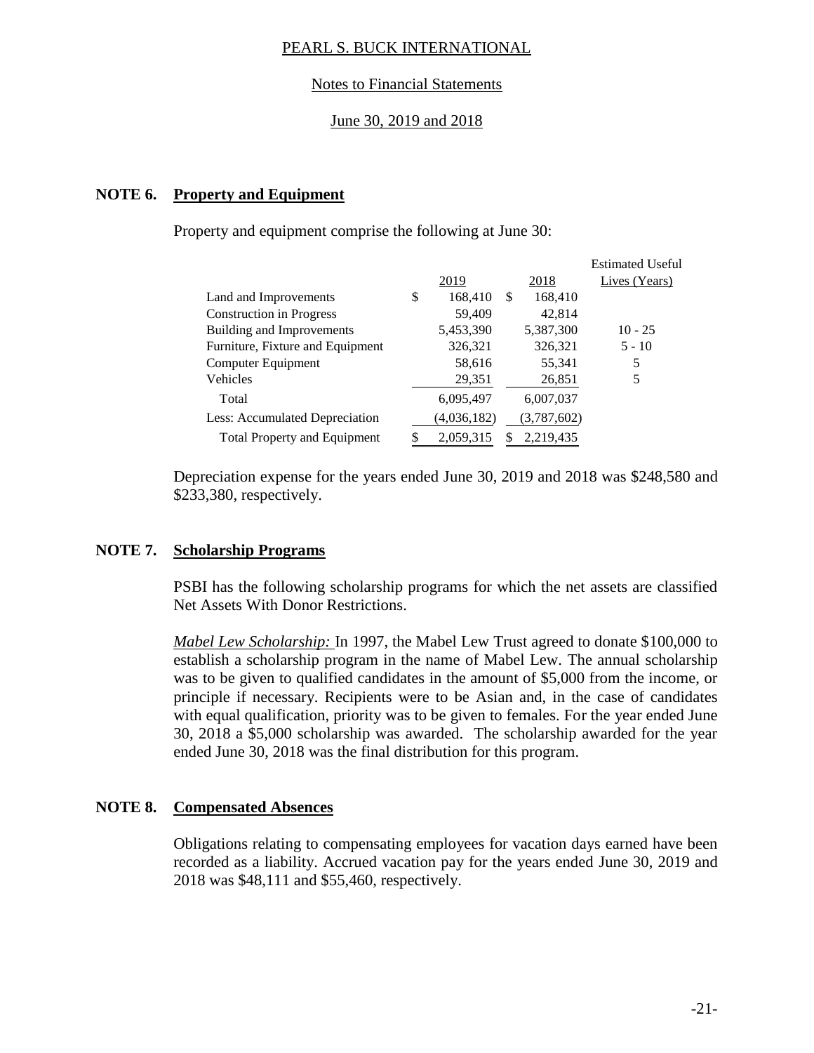PEARL S. BUCK INTERNATIONAL

Notes to Financial Statements

June 30, 2019 and 2018

## NOTE 6. Property and Equipment

Property and equipment comprise the following at June 30:

| | 2019 | 2018 | Estimated Useful Lives (Years) |
|---|---|---|---|
| Land and Improvements | $ 168,410 | $ 168,410 | |
| Construction in Progress | 59,409 | 42,814 | |
| Building and Improvements | 5,453,390 | 5,387,300 | 10 - 25 |
| Furniture, Fixture and Equipment | 326,321 | 326,321 | 5 - 10 |
| Computer Equipment | 58,616 | 55,341 | 5 |
| Vehicles | 29,351 | 26,851 | 5 |
| Total | 6,095,497 | 6,007,037 | |
| Less: Accumulated Depreciation | (4,036,182) | (3,787,602) | |
| Total Property and Equipment | $ 2,059,315 | $ 2,219,435 | |

Depreciation expense for the years ended June 30, 2019 and 2018 was $248,580 and $233,380, respectively.

## NOTE 7. Scholarship Programs

PSBI has the following scholarship programs for which the net assets are classified Net Assets With Donor Restrictions.

*Mabel Lew Scholarship:* In 1997, the Mabel Lew Trust agreed to donate $100,000 to establish a scholarship program in the name of Mabel Lew. The annual scholarship was to be given to qualified candidates in the amount of $5,000 from the income, or principle if necessary. Recipients were to be Asian and, in the case of candidates with equal qualification, priority was to be given to females. For the year ended June 30, 2018 a $5,000 scholarship was awarded. The scholarship awarded for the year ended June 30, 2018 was the final distribution for this program.

## NOTE 8. Compensated Absences

Obligations relating to compensating employees for vacation days earned have been recorded as a liability. Accrued vacation pay for the years ended June 30, 2019 and 2018 was $48,111 and $55,460, respectively.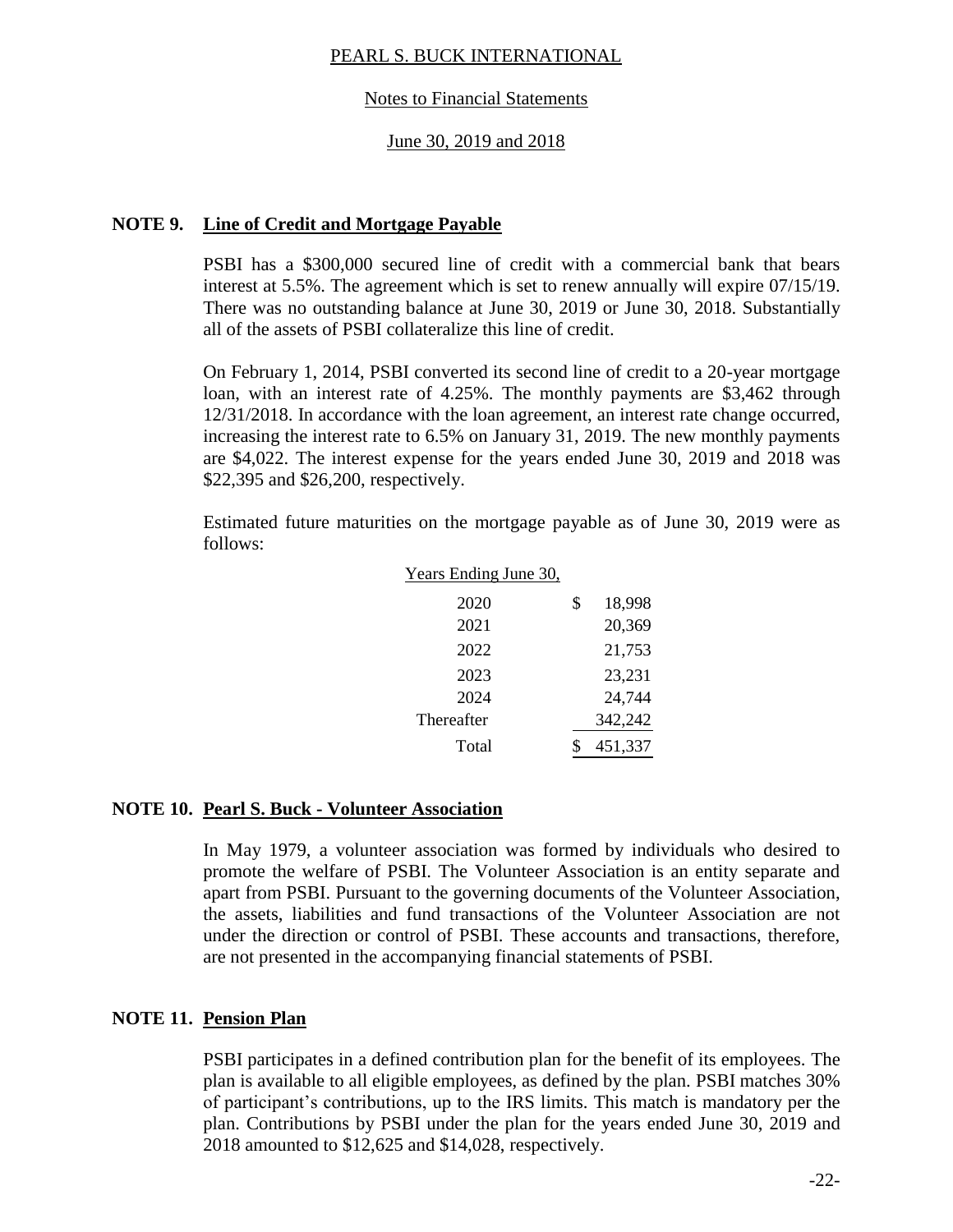## NOTE 9. Line of Credit and Mortgage Payable

PSBI has a $300,000 secured line of credit with a commercial bank that bears interest at 5.5%. The agreement which is set to renew annually will expire 07/15/19. There was no outstanding balance at June 30, 2019 or June 30, 2018. Substantially all of the assets of PSBI collateralize this line of credit.

On February 1, 2014, PSBI converted its second line of credit to a 20-year mortgage loan, with an interest rate of 4.25%. The monthly payments are $3,462 through 12/31/2018. In accordance with the loan agreement, an interest rate change occurred, increasing the interest rate to 6.5% on January 31, 2019. The new monthly payments are $4,022. The interest expense for the years ended June 30, 2019 and 2018 was $22,395 and $26,200, respectively.

Estimated future maturities on the mortgage payable as of June 30, 2019 were as follows:

| Years Ending June 30, | |
|---|---|
| 2020 | $ 18,998 |
| 2021 | 20,369 |
| 2022 | 21,753 |
| 2023 | 23,231 |
| 2024 | 24,744 |
| Thereafter | 342,242 |
| Total | $ 451,337 |

## NOTE 10. Pearl S. Buck - Volunteer Association

In May 1979, a volunteer association was formed by individuals who desired to promote the welfare of PSBI. The Volunteer Association is an entity separate and apart from PSBI. Pursuant to the governing documents of the Volunteer Association, the assets, liabilities and fund transactions of the Volunteer Association are not under the direction or control of PSBI. These accounts and transactions, therefore, are not presented in the accompanying financial statements of PSBI.

## NOTE 11. Pension Plan

PSBI participates in a defined contribution plan for the benefit of its employees. The plan is available to all eligible employees, as defined by the plan. PSBI matches 30% of participant's contributions, up to the IRS limits. This match is mandatory per the plan. Contributions by PSBI under the plan for the years ended June 30, 2019 and 2018 amounted to $12,625 and $14,028, respectively.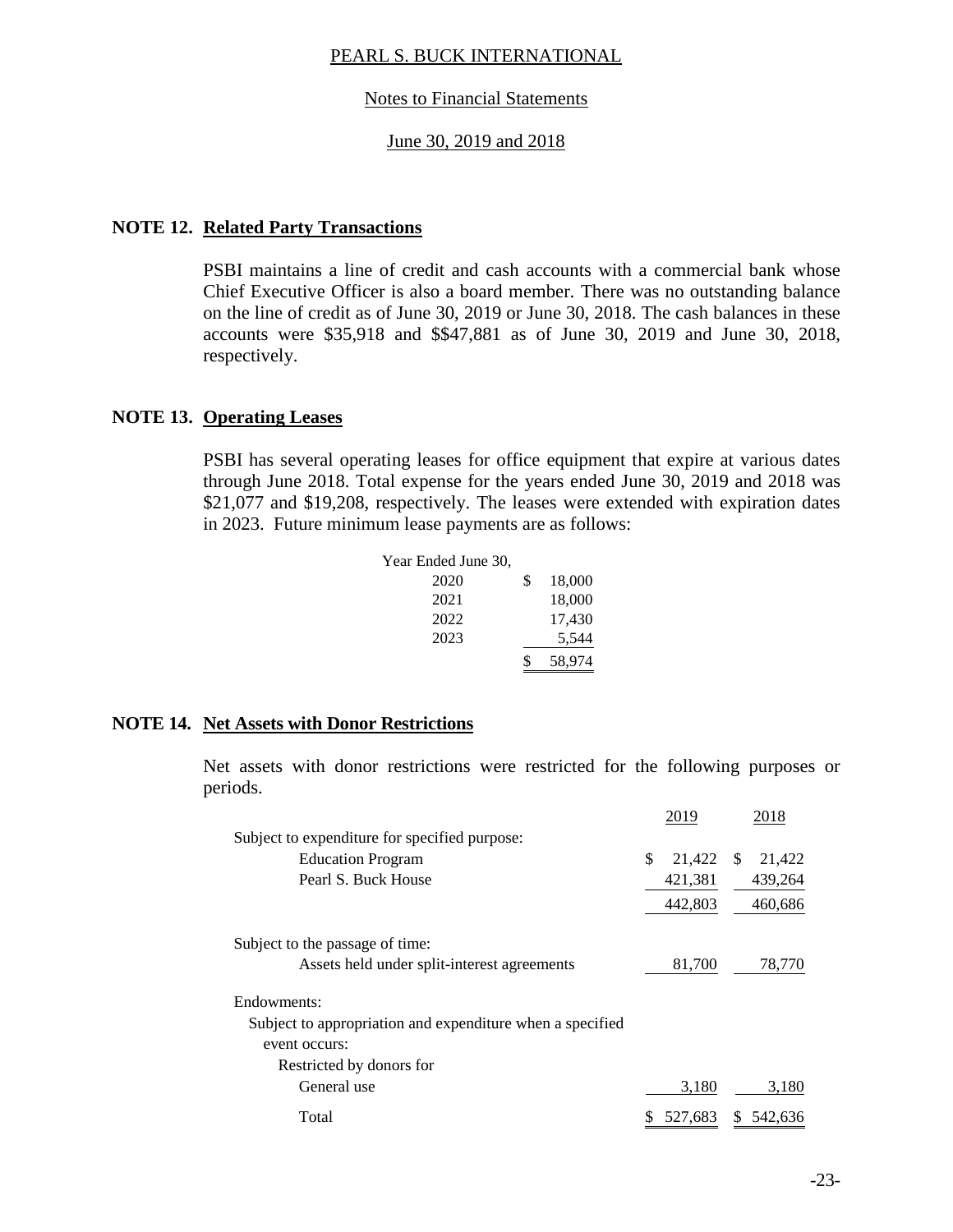## NOTE 12. Related Party Transactions

PSBI maintains a line of credit and cash accounts with a commercial bank whose Chief Executive Officer is also a board member. There was no outstanding balance on the line of credit as of June 30, 2019 or June 30, 2018. The cash balances in these accounts were $35,918 and $$47,881 as of June 30, 2019 and June 30, 2018, respectively.

## NOTE 13. Operating Leases

PSBI has several operating leases for office equipment that expire at various dates through June 2018. Total expense for the years ended June 30, 2019 and 2018 was $21,077 and $19,208, respectively. The leases were extended with expiration dates in 2023. Future minimum lease payments are as follows:

| Year Ended June 30, | |
|---|---|
| 2020 | $ 18,000 |
| 2021 | 18,000 |
| 2022 | 17,430 |
| 2023 | 5,544 |
| | $ 58,974 |

## NOTE 14. Net Assets with Donor Restrictions

Net assets with donor restrictions were restricted for the following purposes or periods.

| | 2019 | 2018 |
|---|---|---|
| Subject to expenditure for specified purpose: | | |
| Education Program | $ 21,422 | $ 21,422 |
| Pearl S. Buck House | 421,381 | 439,264 |
| | 442,803 | 460,686 |
| Subject to the passage of time: | | |
| Assets held under split-interest agreements | 81,700 | 78,770 |
| Endowments: | | |
| Subject to appropriation and expenditure when a specified event occurs: | | |
| Restricted by donors for | | |
| General use | 3,180 | 3,180 |
| Total | $ 527,683 | $ 542,636 |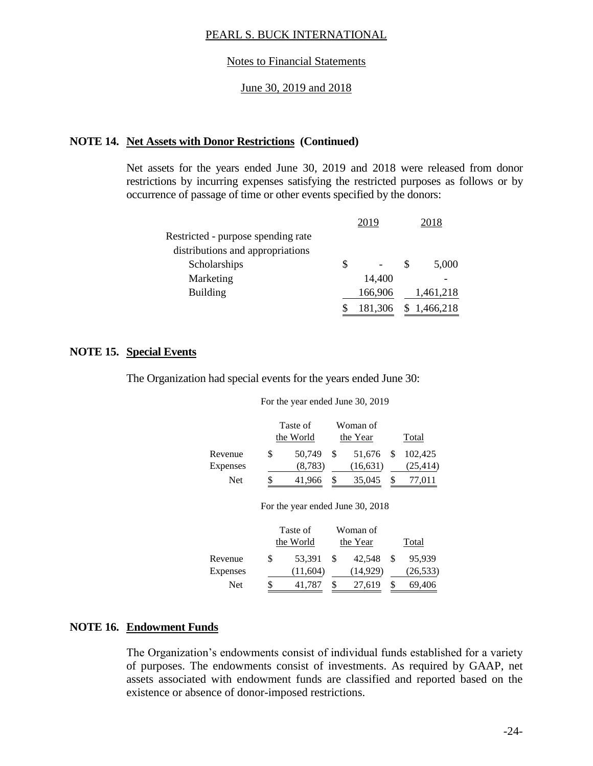## NOTE 14. Net Assets with Donor Restrictions (Continued)

Net assets for the years ended June 30, 2019 and 2018 were released from donor restrictions by incurring expenses satisfying the restricted purposes as follows or by occurrence of passage of time or other events specified by the donors:

| | 2019 | 2018 |
|---|---|---|
| Restricted - purpose spending rate distributions and appropriations | | |
| Scholarships | $ - | $ 5,000 |
| Marketing | 14,400 | - |
| Building | 166,906 | 1,461,218 |
| | $ 181,306 | $ 1,466,218 |

## NOTE 15. Special Events

The Organization had special events for the years ended June 30:

For the year ended June 30, 2019

| | Taste of the World | Woman of the Year | Total |
|---|---|---|---|
| Revenue | $ 50,749 | $ 51,676 | $ 102,425 |
| Expenses | (8,783) | (16,631) | (25,414) |
| Net | $ 41,966 | $ 35,045 | $ 77,011 |

For the year ended June 30, 2018

| | Taste of the World | Woman of the Year | Total |
|---|---|---|---|
| Revenue | $ 53,391 | $ 42,548 | $ 95,939 |
| Expenses | (11,604) | (14,929) | (26,533) |
| Net | $ 41,787 | $ 27,619 | $ 69,406 |

## NOTE 16. Endowment Funds

The Organization's endowments consist of individual funds established for a variety of purposes. The endowments consist of investments. As required by GAAP, net assets associated with endowment funds are classified and reported based on the existence or absence of donor-imposed restrictions.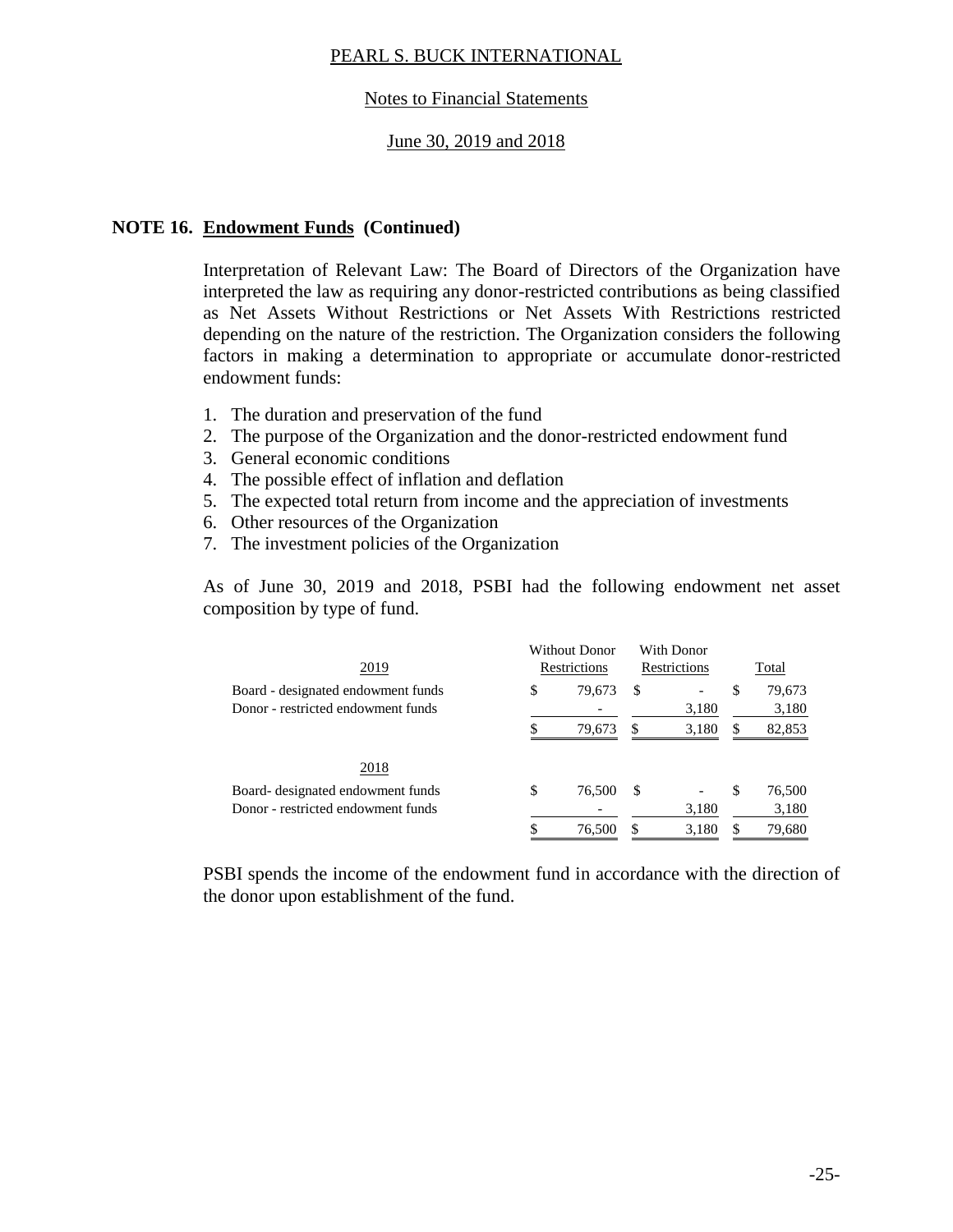## NOTE 16. Endowment Funds (Continued)

Interpretation of Relevant Law: The Board of Directors of the Organization have interpreted the law as requiring any donor-restricted contributions as being classified as Net Assets Without Restrictions or Net Assets With Restrictions restricted depending on the nature of the restriction. The Organization considers the following factors in making a determination to appropriate or accumulate donor-restricted endowment funds:

1. The duration and preservation of the fund
2. The purpose of the Organization and the donor-restricted endowment fund
3. General economic conditions
4. The possible effect of inflation and deflation
5. The expected total return from income and the appreciation of investments
6. Other resources of the Organization
7. The investment policies of the Organization

As of June 30, 2019 and 2018, PSBI had the following endowment net asset composition by type of fund.

| 2019 | Without Donor Restrictions | With Donor Restrictions | Total |
|---|---|---|---|
| Board - designated endowment funds | $ 79,673 | $ - | $ 79,673 |
| Donor - restricted endowment funds | - | 3,180 | 3,180 |
| | $ 79,673 | $ 3,180 | $ 82,853 |
| **2018** | | | |
| Board- designated endowment funds | $ 76,500 | $ - | $ 76,500 |
| Donor - restricted endowment funds | - | 3,180 | 3,180 |
| | $ 76,500 | $ 3,180 | $ 79,680 |

PSBI spends the income of the endowment fund in accordance with the direction of the donor upon establishment of the fund.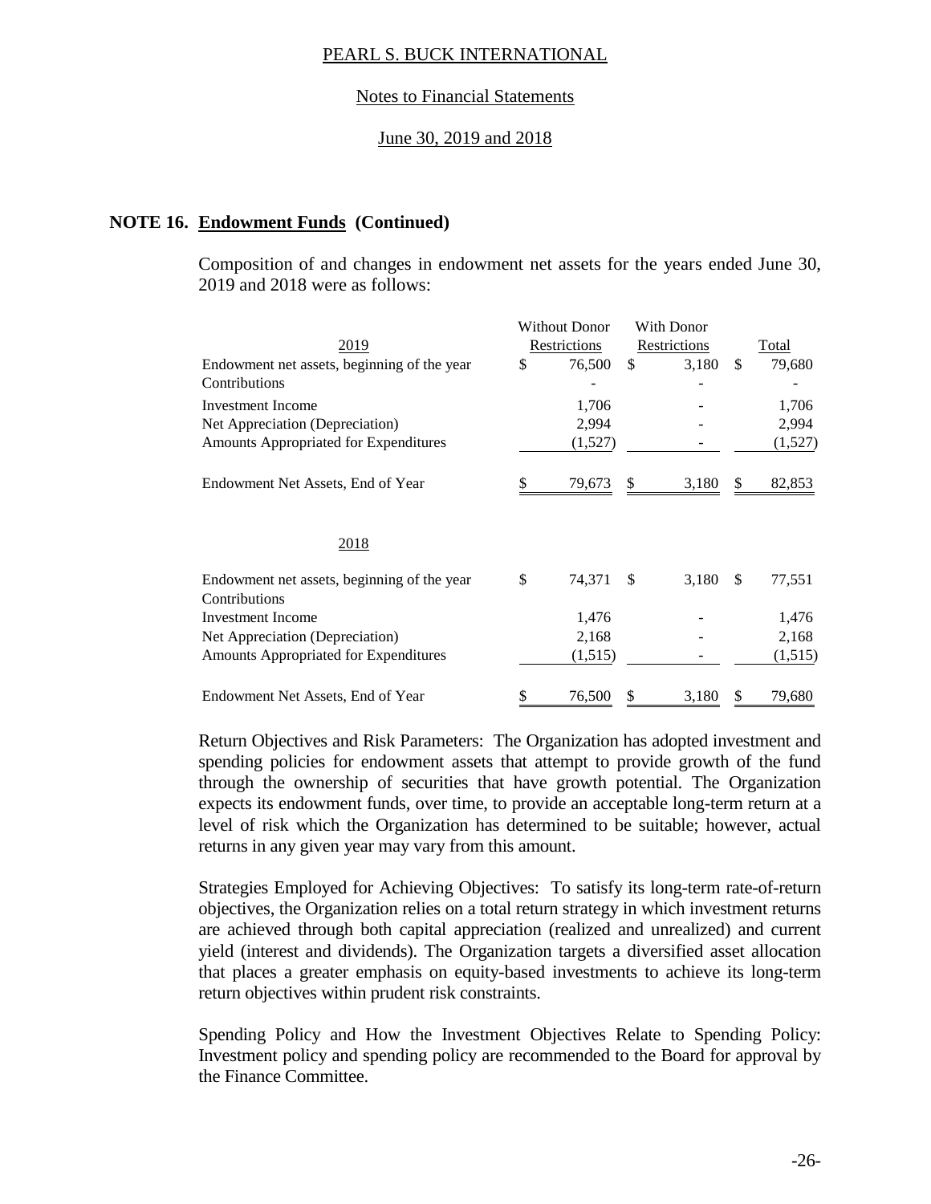PEARL S. BUCK INTERNATIONAL

Notes to Financial Statements

June 30, 2019 and 2018

## NOTE 16. Endowment Funds (Continued)

Composition of and changes in endowment net assets for the years ended June 30, 2019 and 2018 were as follows:

| 2019 | Without Donor Restrictions | With Donor Restrictions | Total |
|---|---|---|---|
| Endowment net assets, beginning of the year | $ 76,500 | $ 3,180 | $ 79,680 |
| Contributions | - | - | - |
| Investment Income | 1,706 | - | 1,706 |
| Net Appreciation (Depreciation) | 2,994 | - | 2,994 |
| Amounts Appropriated for Expenditures | (1,527) | - | (1,527) |
| Endowment Net Assets, End of Year | $ 79,673 | $ 3,180 | $ 82,853 |

| 2018 | Without Donor Restrictions | With Donor Restrictions | Total |
|---|---|---|---|
| Endowment net assets, beginning of the year | $ 74,371 | $ 3,180 | $ 77,551 |
| Contributions | | | |
| Investment Income | 1,476 | - | 1,476 |
| Net Appreciation (Depreciation) | 2,168 | - | 2,168 |
| Amounts Appropriated for Expenditures | (1,515) | - | (1,515) |
| Endowment Net Assets, End of Year | $ 76,500 | $ 3,180 | $ 79,680 |

Return Objectives and Risk Parameters: The Organization has adopted investment and spending policies for endowment assets that attempt to provide growth of the fund through the ownership of securities that have growth potential. The Organization expects its endowment funds, over time, to provide an acceptable long-term return at a level of risk which the Organization has determined to be suitable; however, actual returns in any given year may vary from this amount.

Strategies Employed for Achieving Objectives: To satisfy its long-term rate-of-return objectives, the Organization relies on a total return strategy in which investment returns are achieved through both capital appreciation (realized and unrealized) and current yield (interest and dividends). The Organization targets a diversified asset allocation that places a greater emphasis on equity-based investments to achieve its long-term return objectives within prudent risk constraints.

Spending Policy and How the Investment Objectives Relate to Spending Policy: Investment policy and spending policy are recommended to the Board for approval by the Finance Committee.